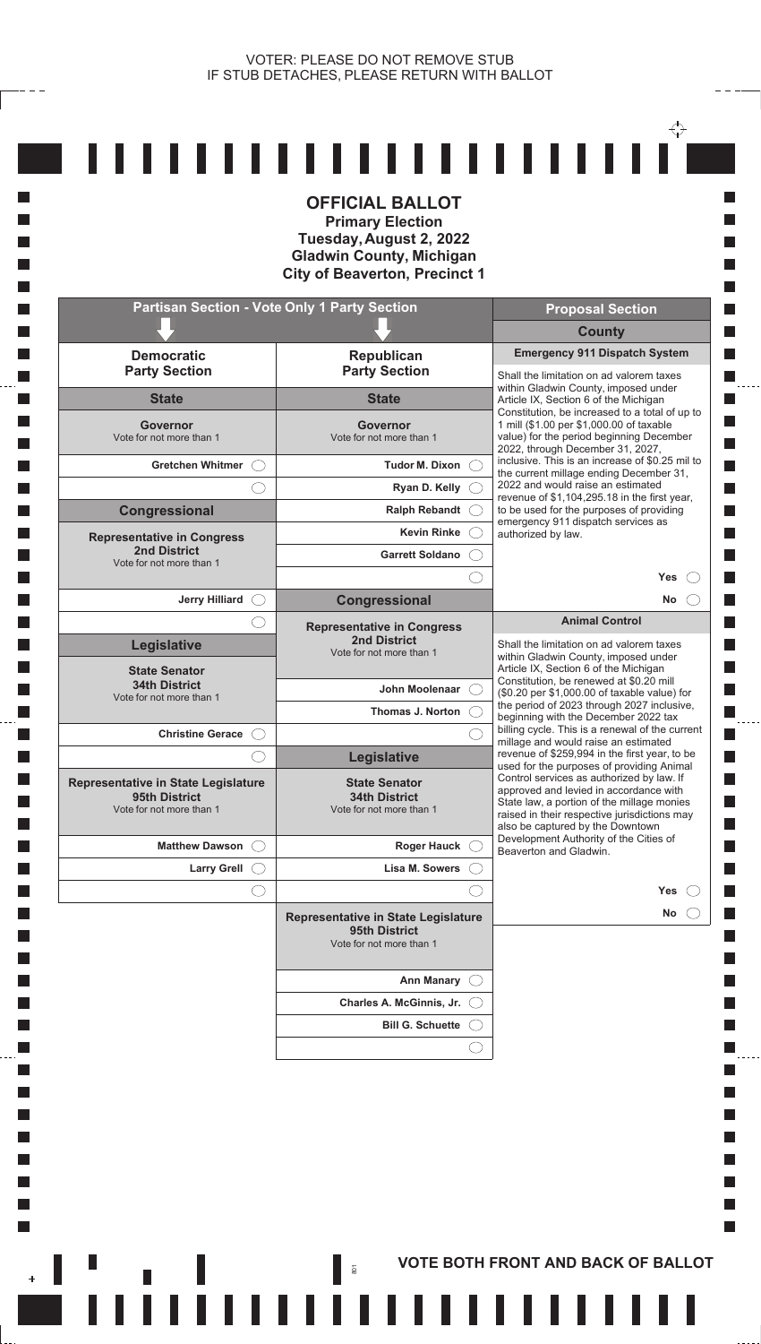VOTER: PLEASE DO NOT REMOVE STUB
IF STUB DETACHES, PLEASE RETURN WITH BALLOT

# OFFICIAL BALLOT

**Primary Election**
**Tuesday, August 2, 2022**
**Gladwin County, Michigan**
**City of Beaverton, Precinct 1**

## Partisan Section - Vote Only 1 Party Section

### Democratic Party Section

**State**

**Governor**
Vote for not more than 1

- Gretchen Whitmer ◯
- ◯

**Congressional**

**Representative in Congress**
**2nd District**
Vote for not more than 1

- Jerry Hilliard ◯
- ◯

**Legislative**

**State Senator**
**34th District**
Vote for not more than 1

- Christine Gerace ◯
- ◯

**Representative in State Legislature**
**95th District**
Vote for not more than 1

- Matthew Dawson ◯
- Larry Grell ◯
- ◯

### Republican Party Section

**State**

**Governor**
Vote for not more than 1

- Tudor M. Dixon ◯
- Ryan D. Kelly ◯
- Ralph Rebandt ◯
- Kevin Rinke ◯
- Garrett Soldano ◯
- ◯

**Congressional**

**Representative in Congress**
**2nd District**
Vote for not more than 1

- John Moolenaar ◯
- Thomas J. Norton ◯
- ◯

**Legislative**

**State Senator**
**34th District**
Vote for not more than 1

- Roger Hauck ◯
- Lisa M. Sowers ◯
- ◯

**Representative in State Legislature**
**95th District**
Vote for not more than 1

- Ann Manary ◯
- Charles A. McGinnis, Jr. ◯
- Bill G. Schuette ◯
- ◯

## Proposal Section

### County

**Emergency 911 Dispatch System**

Shall the limitation on ad valorem taxes within Gladwin County, imposed under Article IX, Section 6 of the Michigan Constitution, be increased to a total of up to 1 mill ($1.00 per $1,000.00 of taxable value) for the period beginning December 2022, through December 31, 2027, inclusive. This is an increase of $0.25 mil to the current millage ending December 31, 2022 and would raise an estimated revenue of $1,104,295.18 in the first year, to be used for the purposes of providing emergency 911 dispatch services as authorized by law.

- Yes ◯
- No ◯

**Animal Control**

Shall the limitation on ad valorem taxes within Gladwin County, imposed under Article IX, Section 6 of the Michigan Constitution, be renewed at $0.20 mill ($0.20 per $1,000.00 of taxable value) for the period of 2023 through 2027 inclusive, beginning with the December 2022 tax billing cycle. This is a renewal of the current millage and would raise an estimated revenue of $259,994 in the first year, to be used for the purposes of providing Animal Control services as authorized by law. If approved and levied in accordance with State law, a portion of the millage monies raised in their respective jurisdictions may also be captured by the Downtown Development Authority of the Cities of Beaverton and Gladwin.

- Yes ◯
- No ◯

**VOTE BOTH FRONT AND BACK OF BALLOT**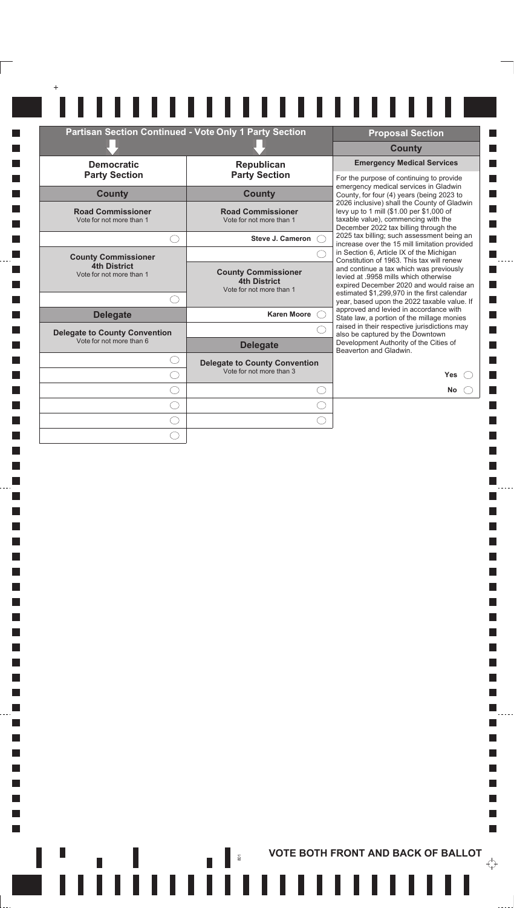## Partisan Section Continued - Vote Only 1 Party Section

### Democratic Party Section

**County**

**Road Commissioner**
Vote for not more than 1

◯ (write-in)

**County Commissioner**
**4th District**
Vote for not more than 1

◯ (write-in)

**Delegate**

**Delegate to County Convention**
Vote for not more than 6

◯ (write-in)
◯ (write-in)
◯ (write-in)
◯ (write-in)
◯ (write-in)
◯ (write-in)

### Republican Party Section

**County**

**Road Commissioner**
Vote for not more than 1

Steve J. Cameron ◯
◯ (write-in)

**County Commissioner**
**4th District**
Vote for not more than 1

Karen Moore ◯
◯ (write-in)

**Delegate**

**Delegate to County Convention**
Vote for not more than 3

◯ (write-in)
◯ (write-in)
◯ (write-in)

## Proposal Section

**County**

**Emergency Medical Services**

For the purpose of continuing to provide emergency medical services in Gladwin County, for four (4) years (being 2023 to 2026 inclusive) shall the County of Gladwin levy up to 1 mill ($1.00 per $1,000 of taxable value), commencing with the December 2022 tax billing through the 2025 tax billing; such assessment being an increase over the 15 mill limitation provided in Section 6, Article IX of the Michigan Constitution of 1963. This tax will renew and continue a tax which was previously levied at .9958 mills which otherwise expired December 2020 and would raise an estimated $1,299,970 in the first calendar year, based upon the 2022 taxable value. If approved and levied in accordance with State law, a portion of the millage monies raised in their respective jurisdictions may also be captured by the Downtown Development Authority of the Cities of Beaverton and Gladwin.

Yes ◯
No ◯

**VOTE BOTH FRONT AND BACK OF BALLOT**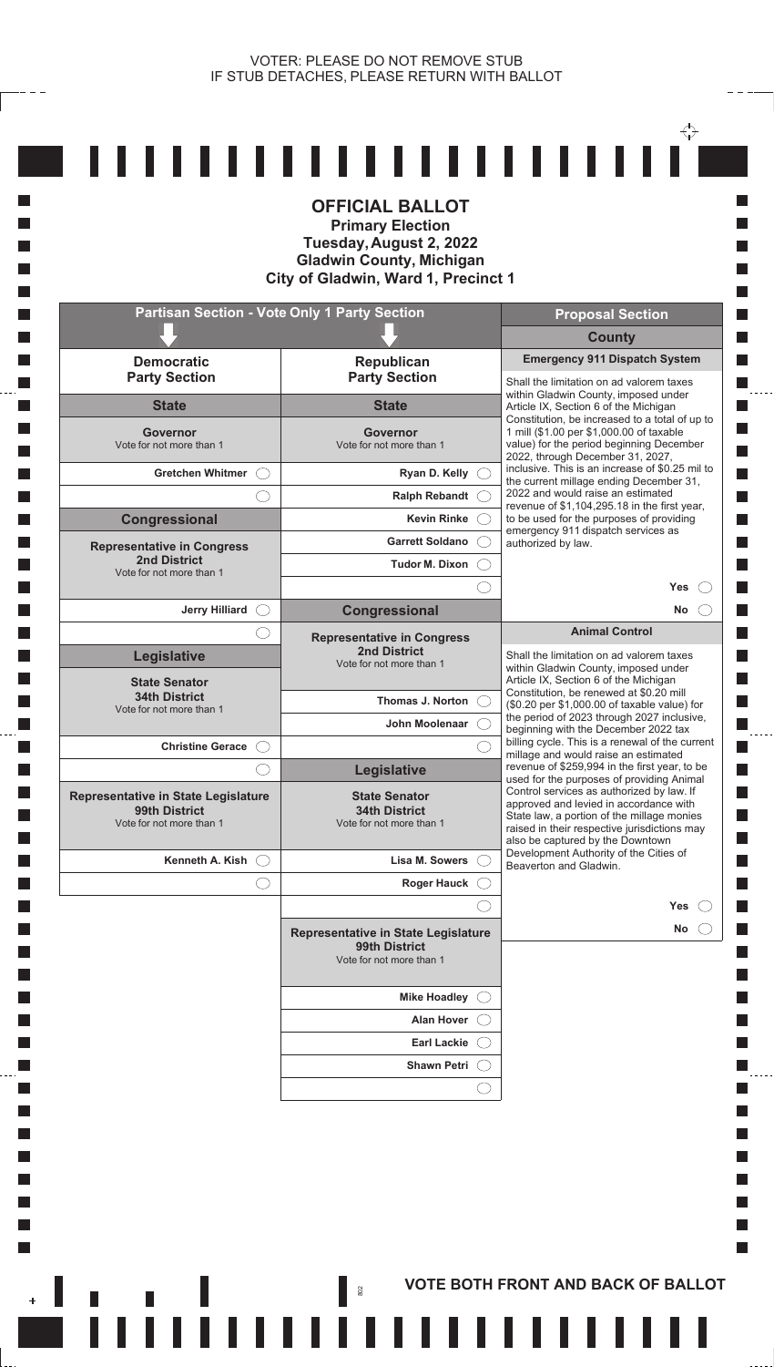VOTER: PLEASE DO NOT REMOVE STUB
IF STUB DETACHES, PLEASE RETURN WITH BALLOT

# OFFICIAL BALLOT

**Primary Election**
**Tuesday, August 2, 2022**
**Gladwin County, Michigan**
**City of Gladwin, Ward 1, Precinct 1**

## Partisan Section - Vote Only 1 Party Section

### Democratic Party Section

#### State

**Governor**
Vote for not more than 1

- Gretchen Whitmer ◯
- ◯

#### Congressional

**Representative in Congress**
**2nd District**
Vote for not more than 1

- Jerry Hilliard ◯
- ◯

#### Legislative

**State Senator**
**34th District**
Vote for not more than 1

- Christine Gerace ◯
- ◯

**Representative in State Legislature**
**99th District**
Vote for not more than 1

- Kenneth A. Kish ◯
- ◯

### Republican Party Section

#### State

**Governor**
Vote for not more than 1

- Ryan D. Kelly ◯
- Ralph Rebandt ◯
- Kevin Rinke ◯
- Garrett Soldano ◯
- Tudor M. Dixon ◯
- ◯

#### Congressional

**Representative in Congress**
**2nd District**
Vote for not more than 1

- Thomas J. Norton ◯
- John Moolenaar ◯
- ◯

#### Legislative

**State Senator**
**34th District**
Vote for not more than 1

- Lisa M. Sowers ◯
- Roger Hauck ◯
- ◯

**Representative in State Legislature**
**99th District**
Vote for not more than 1

- Mike Hoadley ◯
- Alan Hover ◯
- Earl Lackie ◯
- Shawn Petri ◯
- ◯

## Proposal Section

### County

**Emergency 911 Dispatch System**

Shall the limitation on ad valorem taxes within Gladwin County, imposed under Article IX, Section 6 of the Michigan Constitution, be increased to a total of up to 1 mill ($1.00 per $1,000.00 of taxable value) for the period beginning December 2022, through December 31, 2027, inclusive. This is an increase of $0.25 mil to the current millage ending December 31, 2022 and would raise an estimated revenue of $1,104,295.18 in the first year, to be used for the purposes of providing emergency 911 dispatch services as authorized by law.

- Yes ◯
- No ◯

**Animal Control**

Shall the limitation on ad valorem taxes within Gladwin County, imposed under Article IX, Section 6 of the Michigan Constitution, be renewed at $0.20 mill ($0.20 per $1,000.00 of taxable value) for the period of 2023 through 2027 inclusive, beginning with the December 2022 tax billing cycle. This is a renewal of the current millage and would raise an estimated revenue of $259,994 in the first year, to be used for the purposes of providing Animal Control services as authorized by law. If approved and levied in accordance with State law, a portion of the millage monies raised in their respective jurisdictions may also be captured by the Downtown Development Authority of the Cities of Beaverton and Gladwin.

- Yes ◯
- No ◯

802

**VOTE BOTH FRONT AND BACK OF BALLOT**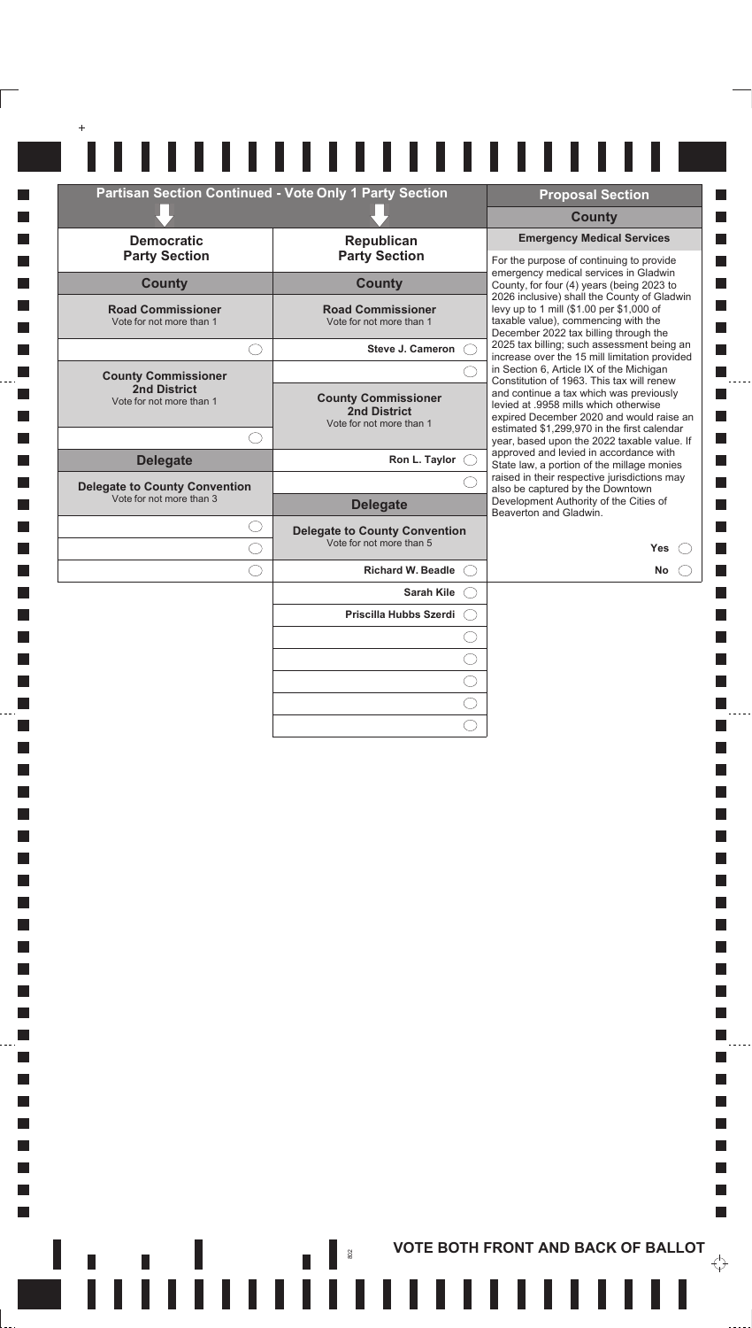## Partisan Section Continued - Vote Only 1 Party Section

### Democratic Party Section

#### County

**Road Commissioner**
Vote for not more than 1

- ( ) ________

**County Commissioner 2nd District**
Vote for not more than 1

- ( ) ________

#### Delegate

**Delegate to County Convention**
Vote for not more than 3

- ( ) ________
- ( ) ________
- ( ) ________

### Republican Party Section

#### County

**Road Commissioner**
Vote for not more than 1

- ( ) Steve J. Cameron
- ( ) ________

**County Commissioner 2nd District**
Vote for not more than 1

- ( ) Ron L. Taylor
- ( ) ________

#### Delegate

**Delegate to County Convention**
Vote for not more than 5

- ( ) Richard W. Beadle
- ( ) Sarah Kile
- ( ) Priscilla Hubbs Szerdi
- ( ) ________
- ( ) ________
- ( ) ________
- ( ) ________
- ( ) ________

## Proposal Section

### County

**Emergency Medical Services**

For the purpose of continuing to provide emergency medical services in Gladwin County, for four (4) years (being 2023 to 2026 inclusive) shall the County of Gladwin levy up to 1 mill ($1.00 per $1,000 of taxable value), commencing with the December 2022 tax billing through the 2025 tax billing; such assessment being an increase over the 15 mill limitation provided in Section 6, Article IX of the Michigan Constitution of 1963. This tax will renew and continue a tax which was previously levied at .9958 mills which otherwise expired December 2020 and would raise an estimated $1,299,970 in the first calendar year, based upon the 2022 taxable value. If approved and levied in accordance with State law, a portion of the millage monies raised in their respective jurisdictions may also be captured by the Downtown Development Authority of the Cities of Beaverton and Gladwin.

- Yes ( )
- No ( )

**VOTE BOTH FRONT AND BACK OF BALLOT**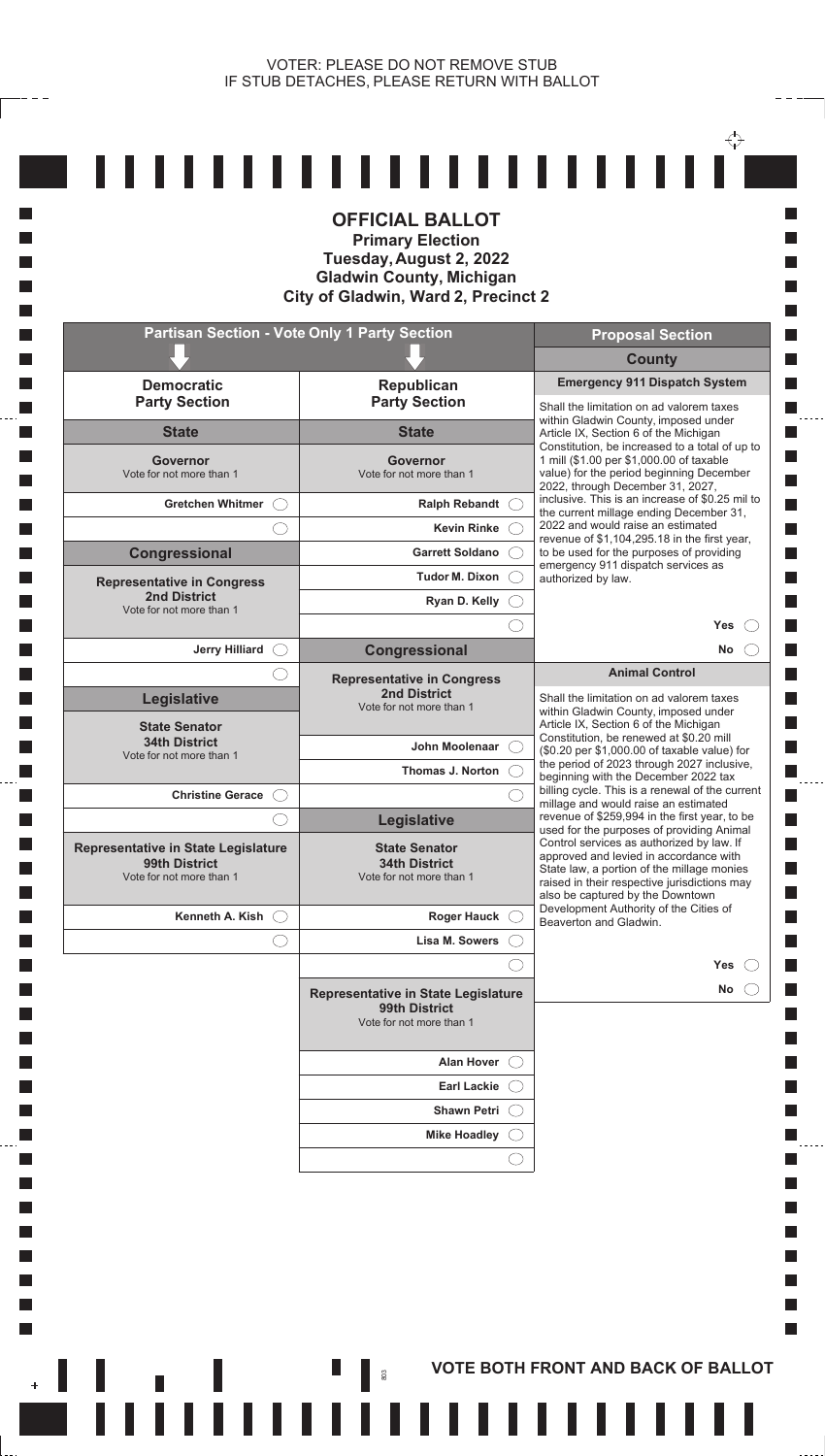VOTER: PLEASE DO NOT REMOVE STUB
IF STUB DETACHES, PLEASE RETURN WITH BALLOT

# OFFICIAL BALLOT

**Primary Election**
**Tuesday, August 2, 2022**
**Gladwin County, Michigan**
**City of Gladwin, Ward 2, Precinct 2**

## Partisan Section - Vote Only 1 Party Section

### Democratic Party Section

#### State

**Governor**
Vote for not more than 1

- Gretchen Whitmer ◯
- ◯

#### Congressional

**Representative in Congress**
**2nd District**
Vote for not more than 1

- Jerry Hilliard ◯
- ◯

#### Legislative

**State Senator**
**34th District**
Vote for not more than 1

- Christine Gerace ◯
- ◯

**Representative in State Legislature**
**99th District**
Vote for not more than 1

- Kenneth A. Kish ◯
- ◯

### Republican Party Section

#### State

**Governor**
Vote for not more than 1

- Ralph Rebandt ◯
- Kevin Rinke ◯
- Garrett Soldano ◯
- Tudor M. Dixon ◯
- Ryan D. Kelly ◯
- ◯

#### Congressional

**Representative in Congress**
**2nd District**
Vote for not more than 1

- John Moolenaar ◯
- Thomas J. Norton ◯
- ◯

#### Legislative

**State Senator**
**34th District**
Vote for not more than 1

- Roger Hauck ◯
- Lisa M. Sowers ◯
- ◯

**Representative in State Legislature**
**99th District**
Vote for not more than 1

- Alan Hover ◯
- Earl Lackie ◯
- Shawn Petri ◯
- Mike Hoadley ◯
- ◯

## Proposal Section

### County

#### Emergency 911 Dispatch System

Shall the limitation on ad valorem taxes within Gladwin County, imposed under Article IX, Section 6 of the Michigan Constitution, be increased to a total of up to 1 mill ($1.00 per $1,000.00 of taxable value) for the period beginning December 2022, through December 31, 2027, inclusive. This is an increase of $0.25 mil to the current millage ending December 31, 2022 and would raise an estimated revenue of $1,104,295.18 in the first year, to be used for the purposes of providing emergency 911 dispatch services as authorized by law.

- Yes ◯
- No ◯

#### Animal Control

Shall the limitation on ad valorem taxes within Gladwin County, imposed under Article IX, Section 6 of the Michigan Constitution, be renewed at $0.20 mill ($0.20 per $1,000.00 of taxable value) for the period of 2023 through 2027 inclusive, beginning with the December 2022 tax billing cycle. This is a renewal of the current millage and would raise an estimated revenue of $259,994 in the first year, to be used for the purposes of providing Animal Control services as authorized by law. If approved and levied in accordance with State law, a portion of the millage monies raised in their respective jurisdictions may also be captured by the Downtown Development Authority of the Cities of Beaverton and Gladwin.

- Yes ◯
- No ◯

**VOTE BOTH FRONT AND BACK OF BALLOT**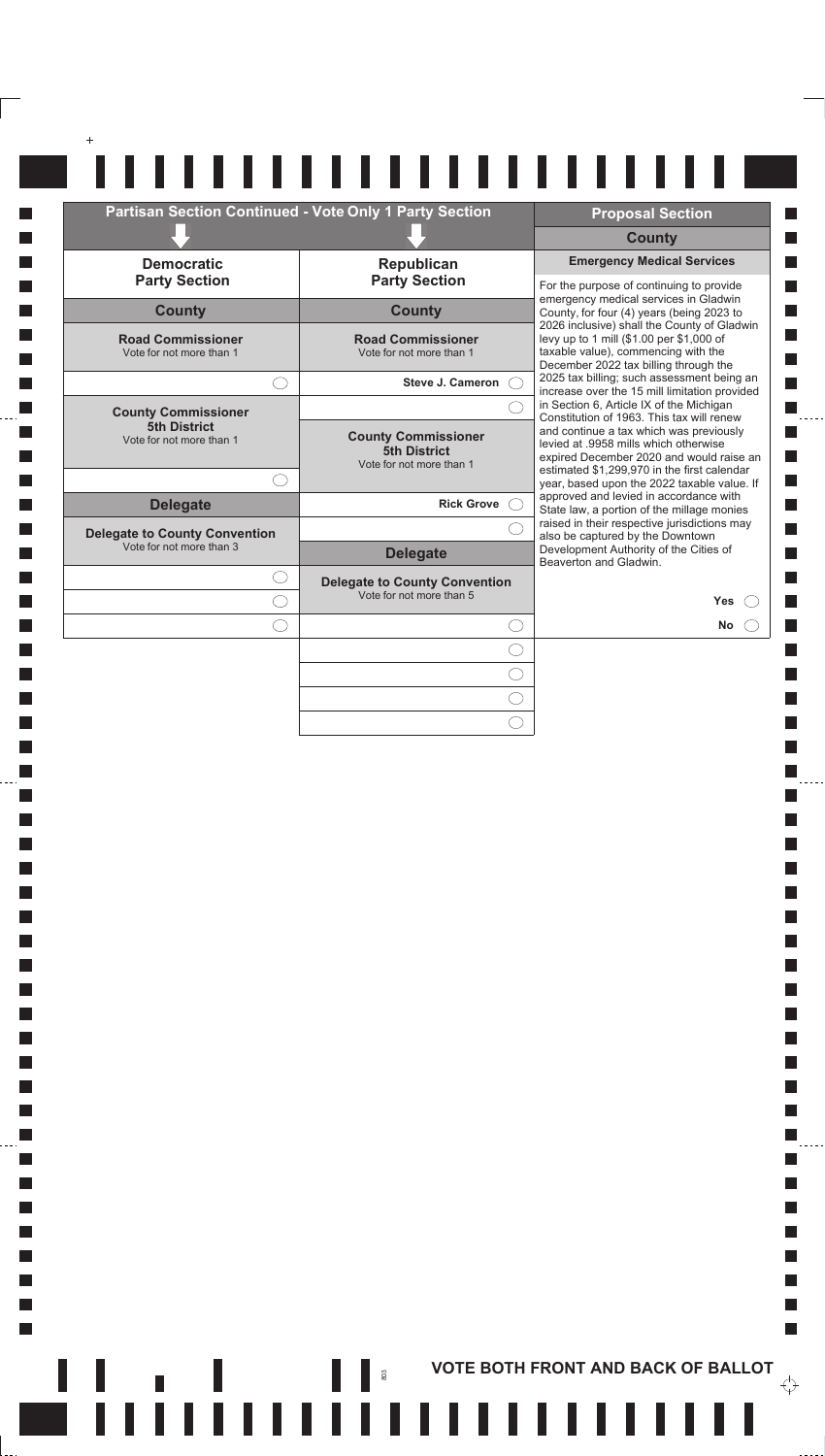## Partisan Section Continued - Vote Only 1 Party Section

### Democratic Party Section

#### County

**Road Commissioner**
Vote for not more than 1

◯ (write-in)

**County Commissioner 5th District**
Vote for not more than 1

◯ (write-in)

#### Delegate

**Delegate to County Convention**
Vote for not more than 3

◯ (write-in)
◯ (write-in)
◯ (write-in)

### Republican Party Section

#### County

**Road Commissioner**
Vote for not more than 1

**Steve J. Cameron** ◯
◯ (write-in)

**County Commissioner 5th District**
Vote for not more than 1

**Rick Grove** ◯
◯ (write-in)

#### Delegate

**Delegate to County Convention**
Vote for not more than 5

◯ (write-in)
◯ (write-in)
◯ (write-in)
◯ (write-in)
◯ (write-in)

## Proposal Section

### County

**Emergency Medical Services**

For the purpose of continuing to provide emergency medical services in Gladwin County, for four (4) years (being 2023 to 2026 inclusive) shall the County of Gladwin levy up to 1 mill ($1.00 per $1,000 of taxable value), commencing with the December 2022 tax billing through the 2025 tax billing; such assessment being an increase over the 15 mill limitation provided in Section 6, Article IX of the Michigan Constitution of 1963. This tax will renew and continue a tax which was previously levied at .9958 mills which otherwise expired December 2020 and would raise an estimated $1,299,970 in the first calendar year, based upon the 2022 taxable value. If approved and levied in accordance with State law, a portion of the millage monies raised in their respective jurisdictions may also be captured by the Downtown Development Authority of the Cities of Beaverton and Gladwin.

**Yes** ◯

**No** ◯

**VOTE BOTH FRONT AND BACK OF BALLOT**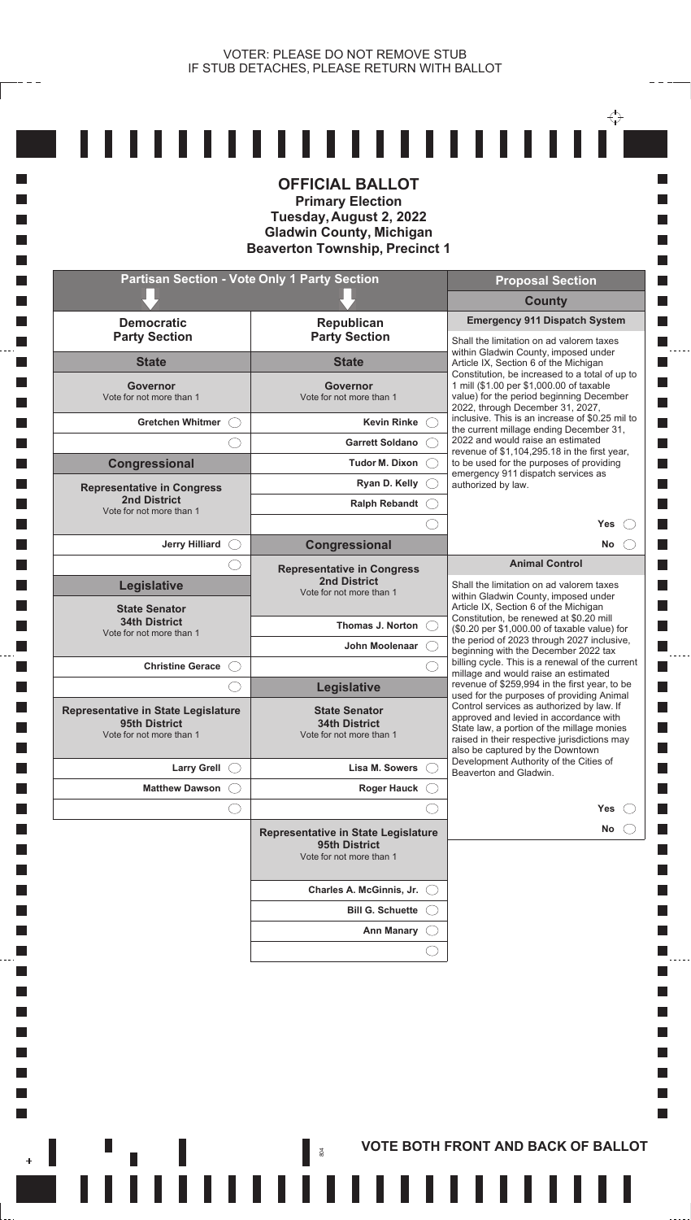VOTER: PLEASE DO NOT REMOVE STUB
IF STUB DETACHES, PLEASE RETURN WITH BALLOT

# OFFICIAL BALLOT

**Primary Election**
**Tuesday, August 2, 2022**
**Gladwin County, Michigan**
**Beaverton Township, Precinct 1**

## Partisan Section - Vote Only 1 Party Section

### Democratic Party Section

#### State

**Governor**
Vote for not more than 1

- Gretchen Whitmer ◯
- ◯

#### Congressional

**Representative in Congress**
**2nd District**
Vote for not more than 1

- Jerry Hilliard ◯
- ◯

#### Legislative

**State Senator**
**34th District**
Vote for not more than 1

- Christine Gerace ◯
- ◯

**Representative in State Legislature**
**95th District**
Vote for not more than 1

- Larry Grell ◯
- Matthew Dawson ◯
- ◯

### Republican Party Section

#### State

**Governor**
Vote for not more than 1

- Kevin Rinke ◯
- Garrett Soldano ◯
- Tudor M. Dixon ◯
- Ryan D. Kelly ◯
- Ralph Rebandt ◯
- ◯

#### Congressional

**Representative in Congress**
**2nd District**
Vote for not more than 1

- Thomas J. Norton ◯
- John Moolenaar ◯
- ◯

#### Legislative

**State Senator**
**34th District**
Vote for not more than 1

- Lisa M. Sowers ◯
- Roger Hauck ◯
- ◯

**Representative in State Legislature**
**95th District**
Vote for not more than 1

- Charles A. McGinnis, Jr. ◯
- Bill G. Schuette ◯
- Ann Manary ◯
- ◯

## Proposal Section

### County

**Emergency 911 Dispatch System**

Shall the limitation on ad valorem taxes within Gladwin County, imposed under Article IX, Section 6 of the Michigan Constitution, be increased to a total of up to 1 mill ($1.00 per $1,000.00 of taxable value) for the period beginning December 2022, through December 31, 2027, inclusive. This is an increase of $0.25 mil to the current millage ending December 31, 2022 and would raise an estimated revenue of $1,104,295.18 in the first year, to be used for the purposes of providing emergency 911 dispatch services as authorized by law.

- Yes ◯
- No ◯

**Animal Control**

Shall the limitation on ad valorem taxes within Gladwin County, imposed under Article IX, Section 6 of the Michigan Constitution, be renewed at $0.20 mill ($0.20 per $1,000.00 of taxable value) for the period of 2023 through 2027 inclusive, beginning with the December 2022 tax billing cycle. This is a renewal of the current millage and would raise an estimated revenue of $259,994 in the first year, to be used for the purposes of providing Animal Control services as authorized by law. If approved and levied in accordance with State law, a portion of the millage monies raised in their respective jurisdictions may also be captured by the Downtown Development Authority of the Cities of Beaverton and Gladwin.

- Yes ◯
- No ◯

**VOTE BOTH FRONT AND BACK OF BALLOT**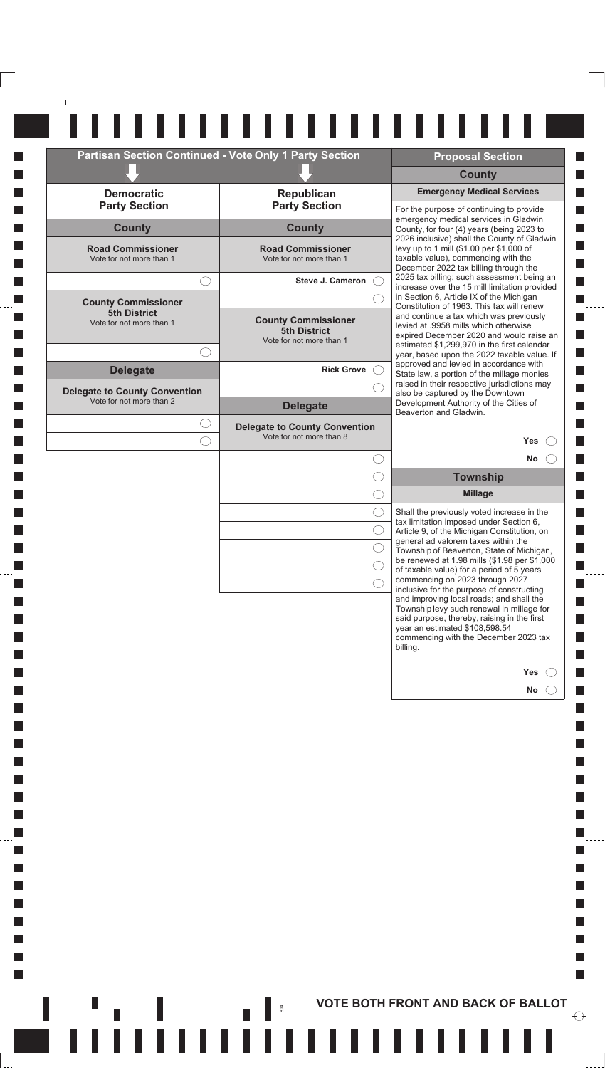## Partisan Section Continued - Vote Only 1 Party Section

### Democratic Party Section

**County**

**Road Commissioner**
Vote for not more than 1

- ◯ (write-in)

**County Commissioner 5th District**
Vote for not more than 1

- ◯ (write-in)

**Delegate**

**Delegate to County Convention**
Vote for not more than 2

- ◯ (write-in)
- ◯ (write-in)

### Republican Party Section

**County**

**Road Commissioner**
Vote for not more than 1

- Steve J. Cameron ◯
- ◯ (write-in)

**County Commissioner 5th District**
Vote for not more than 1

- Rick Grove ◯
- ◯ (write-in)

**Delegate**

**Delegate to County Convention**
Vote for not more than 8

- ◯ (write-in)
- ◯ (write-in)
- ◯ (write-in)
- ◯ (write-in)
- ◯ (write-in)
- ◯ (write-in)
- ◯ (write-in)
- ◯ (write-in)

## Proposal Section

### County

**Emergency Medical Services**

For the purpose of continuing to provide emergency medical services in Gladwin County, for four (4) years (being 2023 to 2026 inclusive) shall the County of Gladwin levy up to 1 mill ($1.00 per $1,000 of taxable value), commencing with the December 2022 tax billing through the 2025 tax billing; such assessment being an increase over the 15 mill limitation provided in Section 6, Article IX of the Michigan Constitution of 1963. This tax will renew and continue a tax which was previously levied at .9958 mills which otherwise expired December 2020 and would raise an estimated $1,299,970 in the first calendar year, based upon the 2022 taxable value. If approved and levied in accordance with State law, a portion of the millage monies raised in their respective jurisdictions may also be captured by the Downtown Development Authority of the Cities of Beaverton and Gladwin.

- Yes ◯
- No ◯

### Township

**Millage**

Shall the previously voted increase in the tax limitation imposed under Section 6, Article 9, of the Michigan Constitution, on general ad valorem taxes within the Township of Beaverton, State of Michigan, be renewed at 1.98 mills ($1.98 per $1,000 of taxable value) for a period of 5 years commencing on 2023 through 2027 inclusive for the purpose of constructing and improving local roads; and shall the Township levy such renewal in millage for said purpose, thereby, raising in the first year an estimated $108,598.54 commencing with the December 2023 tax billing.

- Yes ◯
- No ◯

**VOTE BOTH FRONT AND BACK OF BALLOT**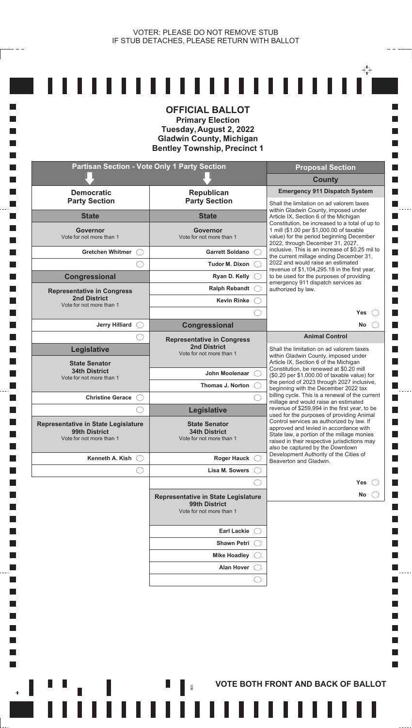VOTER: PLEASE DO NOT REMOVE STUB
IF STUB DETACHES, PLEASE RETURN WITH BALLOT

# OFFICIAL BALLOT

**Primary Election**
**Tuesday, August 2, 2022**
**Gladwin County, Michigan**
**Bentley Township, Precinct 1**

## Partisan Section - Vote Only 1 Party Section

### Democratic Party Section

#### State

**Governor**
Vote for not more than 1

- Gretchen Whitmer ◯
- ◯

#### Congressional

**Representative in Congress**
**2nd District**
Vote for not more than 1

- Jerry Hilliard ◯
- ◯

#### Legislative

**State Senator**
**34th District**
Vote for not more than 1

- Christine Gerace ◯
- ◯

**Representative in State Legislature**
**99th District**
Vote for not more than 1

- Kenneth A. Kish ◯
- ◯

### Republican Party Section

#### State

**Governor**
Vote for not more than 1

- Garrett Soldano ◯
- Tudor M. Dixon ◯
- Ryan D. Kelly ◯
- Ralph Rebandt ◯
- Kevin Rinke ◯
- ◯

#### Congressional

**Representative in Congress**
**2nd District**
Vote for not more than 1

- John Moolenaar ◯
- Thomas J. Norton ◯
- ◯

#### Legislative

**State Senator**
**34th District**
Vote for not more than 1

- Roger Hauck ◯
- Lisa M. Sowers ◯
- ◯

**Representative in State Legislature**
**99th District**
Vote for not more than 1

- Earl Lackie ◯
- Shawn Petri ◯
- Mike Hoadley ◯
- Alan Hover ◯
- ◯

## Proposal Section

### County

**Emergency 911 Dispatch System**

Shall the limitation on ad valorem taxes within Gladwin County, imposed under Article IX, Section 6 of the Michigan Constitution, be increased to a total of up to 1 mill ($1.00 per $1,000.00 of taxable value) for the period beginning December 2022, through December 31, 2027, inclusive. This is an increase of $0.25 mil to the current millage ending December 31, 2022 and would raise an estimated revenue of $1,104,295.18 in the first year, to be used for the purposes of providing emergency 911 dispatch services as authorized by law.

- Yes ◯
- No ◯

**Animal Control**

Shall the limitation on ad valorem taxes within Gladwin County, imposed under Article IX, Section 6 of the Michigan Constitution, be renewed at $0.20 mill ($0.20 per $1,000.00 of taxable value) for the period of 2023 through 2027 inclusive, beginning with the December 2022 tax billing cycle. This is a renewal of the current millage and would raise an estimated revenue of $259,994 in the first year, to be used for the purposes of providing Animal Control services as authorized by law. If approved and levied in accordance with State law, a portion of the millage monies raised in their respective jurisdictions may also be captured by the Downtown Development Authority of the Cities of Beaverton and Gladwin.

- Yes ◯
- No ◯

805

**VOTE BOTH FRONT AND BACK OF BALLOT**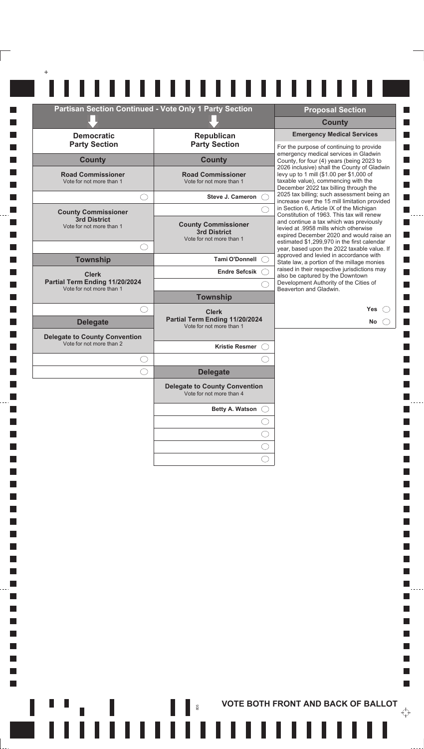## Partisan Section Continued - Vote Only 1 Party Section

### Democratic Party Section

#### County

**Road Commissioner**
Vote for not more than 1

- ◯ (write-in)

**County Commissioner 3rd District**
Vote for not more than 1

- ◯ (write-in)

#### Township

**Clerk Partial Term Ending 11/20/2024**
Vote for not more than 1

- ◯ (write-in)

#### Delegate

**Delegate to County Convention**
Vote for not more than 2

- ◯ (write-in)
- ◯ (write-in)

### Republican Party Section

#### County

**Road Commissioner**
Vote for not more than 1

- Steve J. Cameron ◯
- ◯ (write-in)

**County Commissioner 3rd District**
Vote for not more than 1

- Tami O'Donnell ◯
- Endre Sefcsik ◯
- ◯ (write-in)

#### Township

**Clerk Partial Term Ending 11/20/2024**
Vote for not more than 1

- Kristie Resmer ◯
- ◯ (write-in)

#### Delegate

**Delegate to County Convention**
Vote for not more than 4

- Betty A. Watson ◯
- ◯ (write-in)
- ◯ (write-in)
- ◯ (write-in)
- ◯ (write-in)

## Proposal Section

### County

**Emergency Medical Services**

For the purpose of continuing to provide emergency medical services in Gladwin County, for four (4) years (being 2023 to 2026 inclusive) shall the County of Gladwin levy up to 1 mill ($1.00 per $1,000 of taxable value), commencing with the December 2022 tax billing through the 2025 tax billing; such assessment being an increase over the 15 mill limitation provided in Section 6, Article IX of the Michigan Constitution of 1963. This tax will renew and continue a tax which was previously levied at .9958 mills which otherwise expired December 2020 and would raise an estimated $1,299,970 in the first calendar year, based upon the 2022 taxable value. If approved and levied in accordance with State law, a portion of the millage monies raised in their respective jurisdictions may also be captured by the Downtown Development Authority of the Cities of Beaverton and Gladwin.

- Yes ◯
- No ◯

**VOTE BOTH FRONT AND BACK OF BALLOT**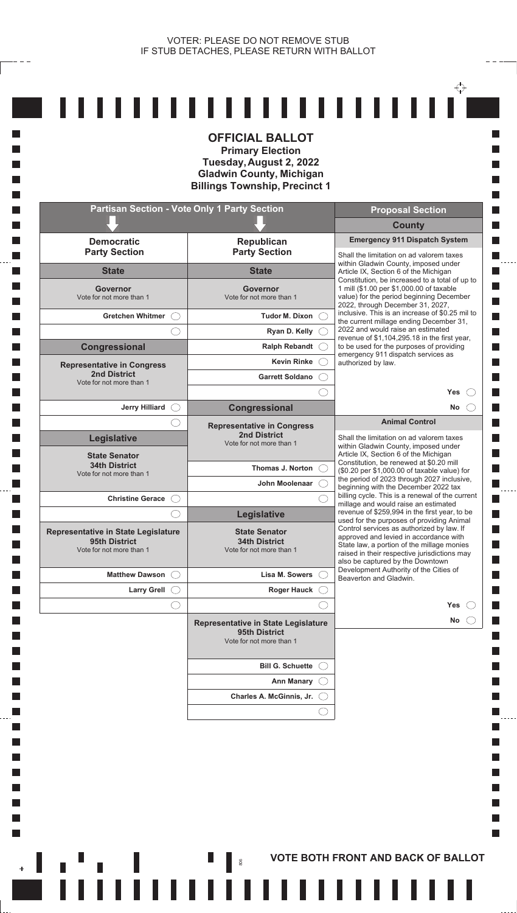VOTER: PLEASE DO NOT REMOVE STUB
IF STUB DETACHES, PLEASE RETURN WITH BALLOT

# OFFICIAL BALLOT

**Primary Election**
**Tuesday, August 2, 2022**
**Gladwin County, Michigan**
**Billings Township, Precinct 1**

## Partisan Section - Vote Only 1 Party Section

### Democratic Party Section

#### State

**Governor**
Vote for not more than 1

- Gretchen Whitmer ◯
- ◯

#### Congressional

**Representative in Congress**
**2nd District**
Vote for not more than 1

- Jerry Hilliard ◯
- ◯

#### Legislative

**State Senator**
**34th District**
Vote for not more than 1

- Christine Gerace ◯
- ◯

**Representative in State Legislature**
**95th District**
Vote for not more than 1

- Matthew Dawson ◯
- Larry Grell ◯
- ◯

### Republican Party Section

#### State

**Governor**
Vote for not more than 1

- Tudor M. Dixon ◯
- Ryan D. Kelly ◯
- Ralph Rebandt ◯
- Kevin Rinke ◯
- Garrett Soldano ◯
- ◯

#### Congressional

**Representative in Congress**
**2nd District**
Vote for not more than 1

- Thomas J. Norton ◯
- John Moolenaar ◯
- ◯

#### Legislative

**State Senator**
**34th District**
Vote for not more than 1

- Lisa M. Sowers ◯
- Roger Hauck ◯
- ◯

**Representative in State Legislature**
**95th District**
Vote for not more than 1

- Bill G. Schuette ◯
- Ann Manary ◯
- Charles A. McGinnis, Jr. ◯
- ◯

## Proposal Section

### County

**Emergency 911 Dispatch System**

Shall the limitation on ad valorem taxes within Gladwin County, imposed under Article IX, Section 6 of the Michigan Constitution, be increased to a total of up to 1 mill ($1.00 per $1,000.00 of taxable value) for the period beginning December 2022, through December 31, 2027, inclusive. This is an increase of $0.25 mil to the current millage ending December 31, 2022 and would raise an estimated revenue of $1,104,295.18 in the first year, to be used for the purposes of providing emergency 911 dispatch services as authorized by law.

- Yes ◯
- No ◯

**Animal Control**

Shall the limitation on ad valorem taxes within Gladwin County, imposed under Article IX, Section 6 of the Michigan Constitution, be renewed at $0.20 mill ($0.20 per $1,000.00 of taxable value) for the period of 2023 through 2027 inclusive, beginning with the December 2022 tax billing cycle. This is a renewal of the current millage and would raise an estimated revenue of $259,994 in the first year, to be used for the purposes of providing Animal Control services as authorized by law. If approved and levied in accordance with State law, a portion of the millage monies raised in their respective jurisdictions may also be captured by the Downtown Development Authority of the Cities of Beaverton and Gladwin.

- Yes ◯
- No ◯

**VOTE BOTH FRONT AND BACK OF BALLOT**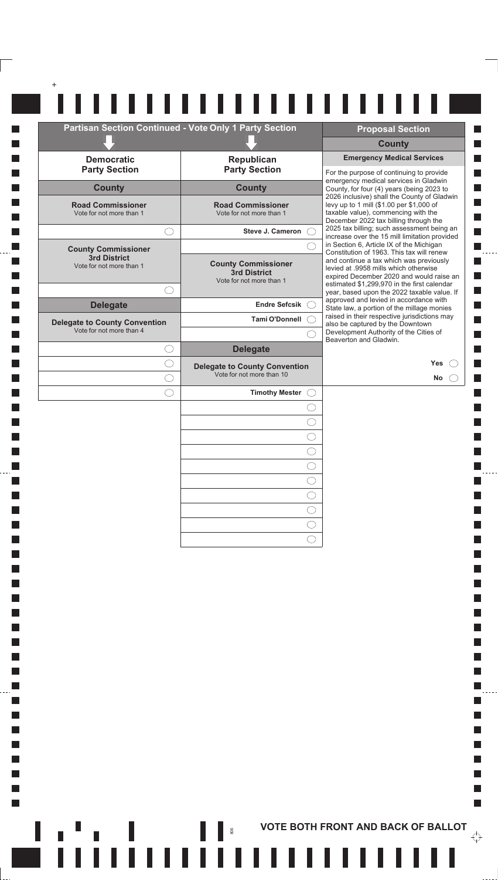## Partisan Section Continued - Vote Only 1 Party Section

### Democratic Party Section

#### County

**Road Commissioner**
Vote for not more than 1

- ◯ (write-in)

**County Commissioner 3rd District**
Vote for not more than 1

- ◯ (write-in)

#### Delegate

**Delegate to County Convention**
Vote for not more than 4

- ◯ (write-in)
- ◯ (write-in)
- ◯ (write-in)
- ◯ (write-in)

### Republican Party Section

#### County

**Road Commissioner**
Vote for not more than 1

- Steve J. Cameron ◯
- ◯ (write-in)

**County Commissioner 3rd District**
Vote for not more than 1

- Endre Sefcsik ◯
- Tami O'Donnell ◯
- ◯ (write-in)

#### Delegate

**Delegate to County Convention**
Vote for not more than 10

- Timothy Mester ◯
- ◯ (write-in)
- ◯ (write-in)
- ◯ (write-in)
- ◯ (write-in)
- ◯ (write-in)
- ◯ (write-in)
- ◯ (write-in)
- ◯ (write-in)
- ◯ (write-in)
- ◯ (write-in)

## Proposal Section

### County

**Emergency Medical Services**

For the purpose of continuing to provide emergency medical services in Gladwin County, for four (4) years (being 2023 to 2026 inclusive) shall the County of Gladwin levy up to 1 mill ($1.00 per $1,000 of taxable value), commencing with the December 2022 tax billing through the 2025 tax billing; such assessment being an increase over the 15 mill limitation provided in Section 6, Article IX of the Michigan Constitution of 1963. This tax will renew and continue a tax which was previously levied at .9958 mills which otherwise expired December 2020 and would raise an estimated $1,299,970 in the first calendar year, based upon the 2022 taxable value. If approved and levied in accordance with State law, a portion of the millage monies raised in their respective jurisdictions may also be captured by the Downtown Development Authority of the Cities of Beaverton and Gladwin.

- Yes ◯
- No ◯

**VOTE BOTH FRONT AND BACK OF BALLOT**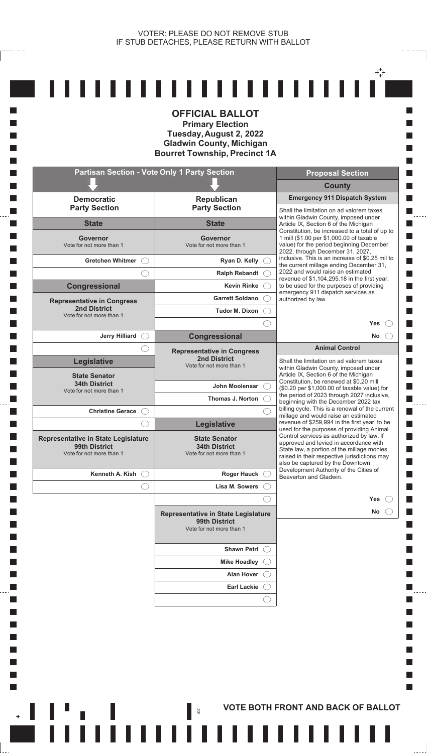VOTER: PLEASE DO NOT REMOVE STUB
IF STUB DETACHES, PLEASE RETURN WITH BALLOT

# OFFICIAL BALLOT

**Primary Election**
**Tuesday, August 2, 2022**
**Gladwin County, Michigan**
**Bourret Township, Precinct 1A**

## Partisan Section - Vote Only 1 Party Section

### Democratic Party Section

#### State

**Governor**
Vote for not more than 1

- Gretchen Whitmer ◯
- ◯

#### Congressional

**Representative in Congress**
**2nd District**
Vote for not more than 1

- Jerry Hilliard ◯
- ◯

#### Legislative

**State Senator**
**34th District**
Vote for not more than 1

- Christine Gerace ◯
- ◯

**Representative in State Legislature**
**99th District**
Vote for not more than 1

- Kenneth A. Kish ◯
- ◯

### Republican Party Section

#### State

**Governor**
Vote for not more than 1

- Ryan D. Kelly ◯
- Ralph Rebandt ◯
- Kevin Rinke ◯
- Garrett Soldano ◯
- Tudor M. Dixon ◯
- ◯

#### Congressional

**Representative in Congress**
**2nd District**
Vote for not more than 1

- John Moolenaar ◯
- Thomas J. Norton ◯
- ◯

#### Legislative

**State Senator**
**34th District**
Vote for not more than 1

- Roger Hauck ◯
- Lisa M. Sowers ◯
- ◯

**Representative in State Legislature**
**99th District**
Vote for not more than 1

- Shawn Petri ◯
- Mike Hoadley ◯
- Alan Hover ◯
- Earl Lackie ◯
- ◯

## Proposal Section

### County

**Emergency 911 Dispatch System**

Shall the limitation on ad valorem taxes within Gladwin County, imposed under Article IX, Section 6 of the Michigan Constitution, be increased to a total of up to 1 mill ($1.00 per $1,000.00 of taxable value) for the period beginning December 2022, through December 31, 2027, inclusive. This is an increase of $0.25 mil to the current millage ending December 31, 2022 and would raise an estimated revenue of $1,104,295.18 in the first year, to be used for the purposes of providing emergency 911 dispatch services as authorized by law.

- Yes ◯
- No ◯

**Animal Control**

Shall the limitation on ad valorem taxes within Gladwin County, imposed under Article IX, Section 6 of the Michigan Constitution, be renewed at $0.20 mill ($0.20 per $1,000.00 of taxable value) for the period of 2023 through 2027 inclusive, beginning with the December 2022 tax billing cycle. This is a renewal of the current millage and would raise an estimated revenue of $259,994 in the first year, to be used for the purposes of providing Animal Control services as authorized by law. If approved and levied in accordance with State law, a portion of the millage monies raised in their respective jurisdictions may also be captured by the Downtown Development Authority of the Cities of Beaverton and Gladwin.

- Yes ◯
- No ◯

**VOTE BOTH FRONT AND BACK OF BALLOT**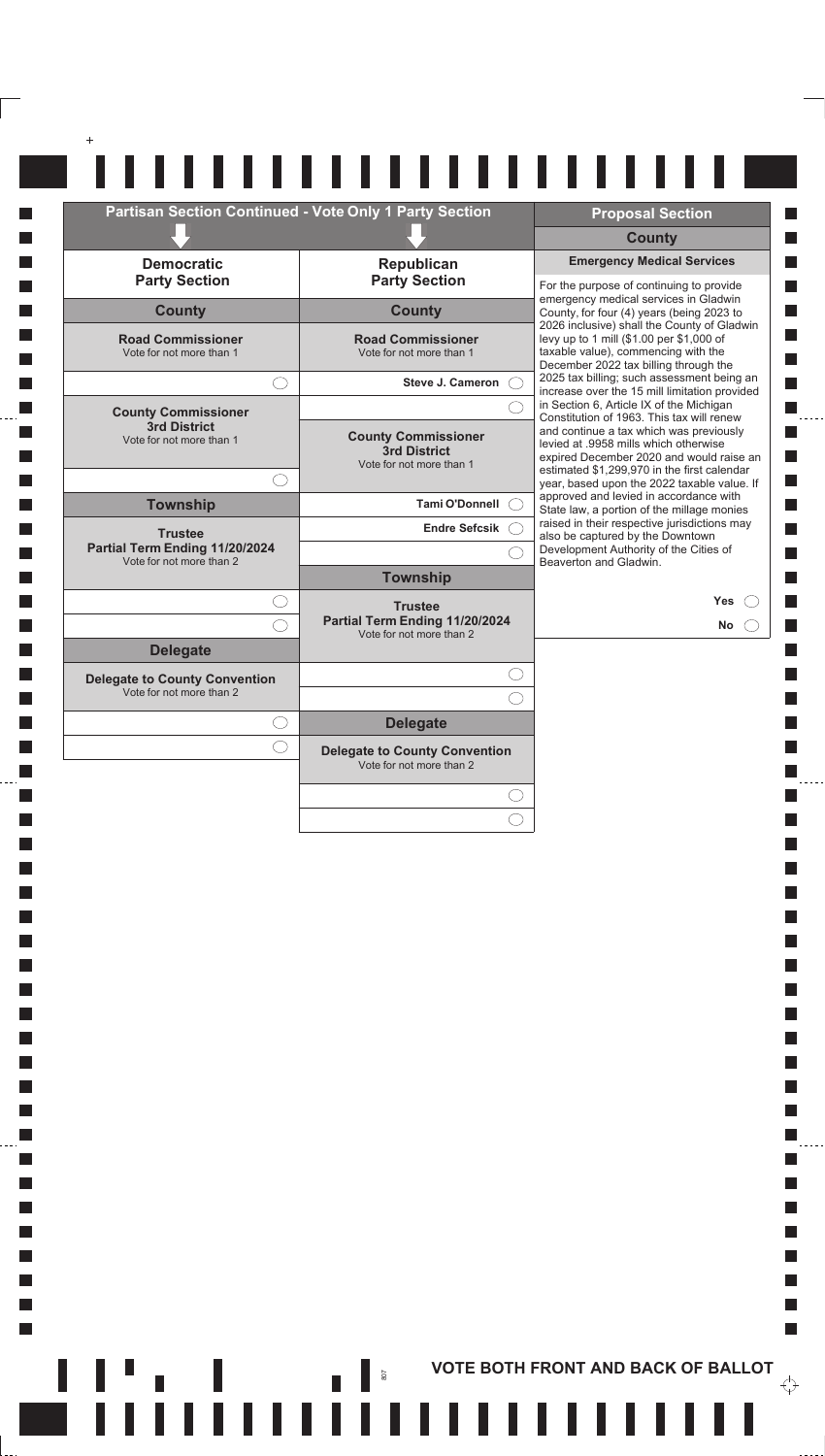## Partisan Section Continued - Vote Only 1 Party Section

### Democratic Party Section

#### County

**Road Commissioner**
Vote for not more than 1

- ◯ (write-in)

**County Commissioner**
**3rd District**
Vote for not more than 1

- ◯ (write-in)

#### Township

**Trustee**
**Partial Term Ending 11/20/2024**
Vote for not more than 2

- ◯ (write-in)
- ◯ (write-in)

#### Delegate

**Delegate to County Convention**
Vote for not more than 2

- ◯ (write-in)
- ◯ (write-in)

### Republican Party Section

#### County

**Road Commissioner**
Vote for not more than 1

- Steve J. Cameron ◯
- ◯ (write-in)

**County Commissioner**
**3rd District**
Vote for not more than 1

- Tami O'Donnell ◯
- Endre Sefcsik ◯
- ◯ (write-in)

#### Township

**Trustee**
**Partial Term Ending 11/20/2024**
Vote for not more than 2

- ◯ (write-in)
- ◯ (write-in)

#### Delegate

**Delegate to County Convention**
Vote for not more than 2

- ◯ (write-in)
- ◯ (write-in)

## Proposal Section

### County

**Emergency Medical Services**

For the purpose of continuing to provide emergency medical services in Gladwin County, for four (4) years (being 2023 to 2026 inclusive) shall the County of Gladwin levy up to 1 mill ($1.00 per $1,000 of taxable value), commencing with the December 2022 tax billing through the 2025 tax billing; such assessment being an increase over the 15 mill limitation provided in Section 6, Article IX of the Michigan Constitution of 1963. This tax will renew and continue a tax which was previously levied at .9958 mills which otherwise expired December 2020 and would raise an estimated $1,299,970 in the first calendar year, based upon the 2022 taxable value. If approved and levied in accordance with State law, a portion of the millage monies raised in their respective jurisdictions may also be captured by the Downtown Development Authority of the Cities of Beaverton and Gladwin.

- Yes ◯
- No ◯

**VOTE BOTH FRONT AND BACK OF BALLOT**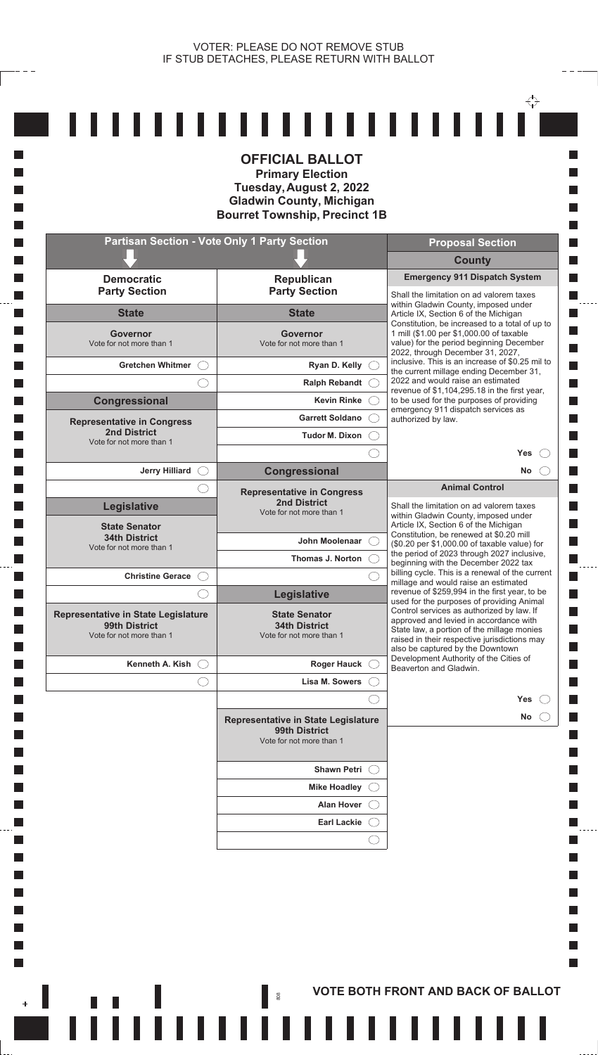VOTER: PLEASE DO NOT REMOVE STUB
IF STUB DETACHES, PLEASE RETURN WITH BALLOT

# OFFICIAL BALLOT

**Primary Election**
**Tuesday, August 2, 2022**
**Gladwin County, Michigan**
**Bourret Township, Precinct 1B**

## Partisan Section - Vote Only 1 Party Section

### Democratic Party Section

#### State

**Governor**
Vote for not more than 1

- Gretchen Whitmer ◯
- ◯

#### Congressional

**Representative in Congress**
**2nd District**
Vote for not more than 1

- Jerry Hilliard ◯
- ◯

#### Legislative

**State Senator**
**34th District**
Vote for not more than 1

- Christine Gerace ◯
- ◯

**Representative in State Legislature**
**99th District**
Vote for not more than 1

- Kenneth A. Kish ◯
- ◯

### Republican Party Section

#### State

**Governor**
Vote for not more than 1

- Ryan D. Kelly ◯
- Ralph Rebandt ◯
- Kevin Rinke ◯
- Garrett Soldano ◯
- Tudor M. Dixon ◯
- ◯

#### Congressional

**Representative in Congress**
**2nd District**
Vote for not more than 1

- John Moolenaar ◯
- Thomas J. Norton ◯
- ◯

#### Legislative

**State Senator**
**34th District**
Vote for not more than 1

- Roger Hauck ◯
- Lisa M. Sowers ◯
- ◯

**Representative in State Legislature**
**99th District**
Vote for not more than 1

- Shawn Petri ◯
- Mike Hoadley ◯
- Alan Hover ◯
- Earl Lackie ◯
- ◯

## Proposal Section

### County

**Emergency 911 Dispatch System**

Shall the limitation on ad valorem taxes within Gladwin County, imposed under Article IX, Section 6 of the Michigan Constitution, be increased to a total of up to 1 mill ($1.00 per $1,000.00 of taxable value) for the period beginning December 2022, through December 31, 2027, inclusive. This is an increase of $0.25 mil to the current millage ending December 31, 2022 and would raise an estimated revenue of $1,104,295.18 in the first year, to be used for the purposes of providing emergency 911 dispatch services as authorized by law.

- Yes ◯
- No ◯

**Animal Control**

Shall the limitation on ad valorem taxes within Gladwin County, imposed under Article IX, Section 6 of the Michigan Constitution, be renewed at $0.20 mill ($0.20 per $1,000.00 of taxable value) for the period of 2023 through 2027 inclusive, beginning with the December 2022 tax billing cycle. This is a renewal of the current millage and would raise an estimated revenue of $259,994 in the first year, to be used for the purposes of providing Animal Control services as authorized by law. If approved and levied in accordance with State law, a portion of the millage monies raised in their respective jurisdictions may also be captured by the Downtown Development Authority of the Cities of Beaverton and Gladwin.

- Yes ◯
- No ◯

**VOTE BOTH FRONT AND BACK OF BALLOT**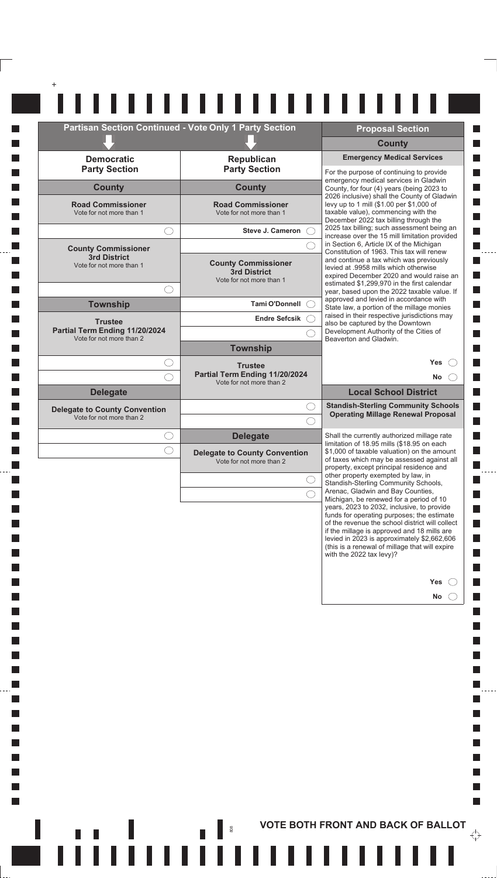## Partisan Section Continued - Vote Only 1 Party Section

### Democratic Party Section

#### County

**Road Commissioner**
Vote for not more than 1

- ◯ (write-in)

**County Commissioner 3rd District**
Vote for not more than 1

- ◯ (write-in)

#### Township

**Trustee Partial Term Ending 11/20/2024**
Vote for not more than 2

- ◯ (write-in)
- ◯ (write-in)

#### Delegate

**Delegate to County Convention**
Vote for not more than 2

- ◯ (write-in)
- ◯ (write-in)

### Republican Party Section

#### County

**Road Commissioner**
Vote for not more than 1

- Steve J. Cameron ◯
- ◯ (write-in)

**County Commissioner 3rd District**
Vote for not more than 1

- Tami O'Donnell ◯
- Endre Sefcsik ◯
- ◯ (write-in)

#### Township

**Trustee Partial Term Ending 11/20/2024**
Vote for not more than 2

- ◯ (write-in)
- ◯ (write-in)

#### Delegate

**Delegate to County Convention**
Vote for not more than 2

- ◯ (write-in)
- ◯ (write-in)

## Proposal Section

### County

**Emergency Medical Services**

For the purpose of continuing to provide emergency medical services in Gladwin County, for four (4) years (being 2023 to 2026 inclusive) shall the County of Gladwin levy up to 1 mill ($1.00 per $1,000 of taxable value), commencing with the December 2022 tax billing through the 2025 tax billing; such assessment being an increase over the 15 mill limitation provided in Section 6, Article IX of the Michigan Constitution of 1963. This tax will renew and continue a tax which was previously levied at .9958 mills which otherwise expired December 2020 and would raise an estimated $1,299,970 in the first calendar year, based upon the 2022 taxable value. If approved and levied in accordance with State law, a portion of the millage monies raised in their respective jurisdictions may also be captured by the Downtown Development Authority of the Cities of Beaverton and Gladwin.

- Yes ◯
- No ◯

### Local School District

**Standish-Sterling Community Schools Operating Millage Renewal Proposal**

Shall the currently authorized millage rate limitation of 18.95 mills ($18.95 on each $1,000 of taxable valuation) on the amount of taxes which may be assessed against all property, except principal residence and other property exempted by law, in Standish-Sterling Community Schools, Arenac, Gladwin and Bay Counties, Michigan, be renewed for a period of 10 years, 2023 to 2032, inclusive, to provide funds for operating purposes; the estimate of the revenue the school district will collect if the millage is approved and 18 mills are levied in 2023 is approximately $2,662,606 (this is a renewal of millage that will expire with the 2022 tax levy)?

- Yes ◯
- No ◯

**VOTE BOTH FRONT AND BACK OF BALLOT**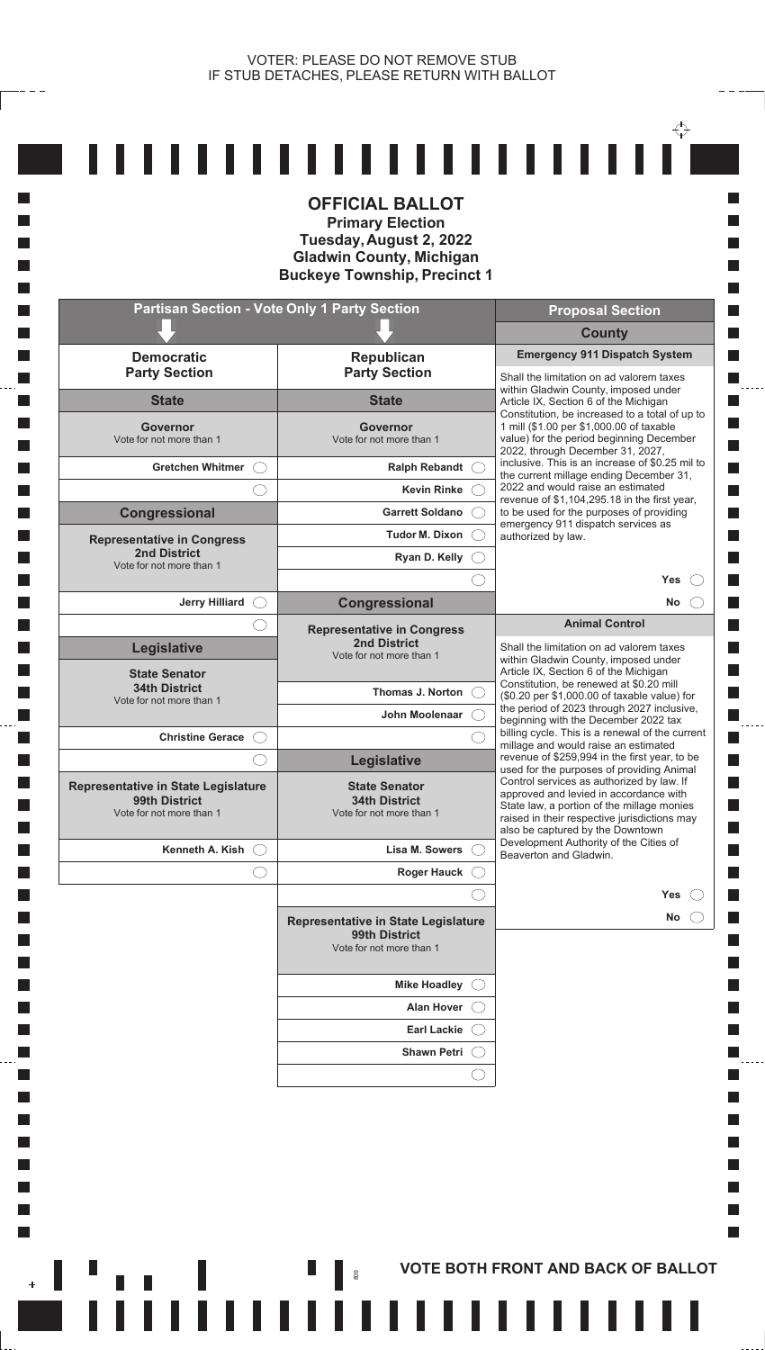VOTER: PLEASE DO NOT REMOVE STUB
IF STUB DETACHES, PLEASE RETURN WITH BALLOT

# OFFICIAL BALLOT

**Primary Election**
**Tuesday, August 2, 2022**
**Gladwin County, Michigan**
**Buckeye Township, Precinct 1**

## Partisan Section - Vote Only 1 Party Section

### Democratic Party Section

#### State

**Governor**
Vote for not more than 1

- Gretchen Whitmer ◯
- ◯

#### Congressional

**Representative in Congress**
**2nd District**
Vote for not more than 1

- Jerry Hilliard ◯
- ◯

#### Legislative

**State Senator**
**34th District**
Vote for not more than 1

- Christine Gerace ◯
- ◯

**Representative in State Legislature**
**99th District**
Vote for not more than 1

- Kenneth A. Kish ◯
- ◯

### Republican Party Section

#### State

**Governor**
Vote for not more than 1

- Ralph Rebandt ◯
- Kevin Rinke ◯
- Garrett Soldano ◯
- Tudor M. Dixon ◯
- Ryan D. Kelly ◯
- ◯

#### Congressional

**Representative in Congress**
**2nd District**
Vote for not more than 1

- Thomas J. Norton ◯
- John Moolenaar ◯
- ◯

#### Legislative

**State Senator**
**34th District**
Vote for not more than 1

- Lisa M. Sowers ◯
- Roger Hauck ◯
- ◯

**Representative in State Legislature**
**99th District**
Vote for not more than 1

- Mike Hoadley ◯
- Alan Hover ◯
- Earl Lackie ◯
- Shawn Petri ◯
- ◯

## Proposal Section

### County

**Emergency 911 Dispatch System**

Shall the limitation on ad valorem taxes within Gladwin County, imposed under Article IX, Section 6 of the Michigan Constitution, be increased to a total of up to 1 mill ($1.00 per $1,000.00 of taxable value) for the period beginning December 2022, through December 31, 2027, inclusive. This is an increase of $0.25 mil to the current millage ending December 31, 2022 and would raise an estimated revenue of $1,104,295.18 in the first year, to be used for the purposes of providing emergency 911 dispatch services as authorized by law.

- Yes ◯
- No ◯

**Animal Control**

Shall the limitation on ad valorem taxes within Gladwin County, imposed under Article IX, Section 6 of the Michigan Constitution, be renewed at $0.20 mill ($0.20 per $1,000.00 of taxable value) for the period of 2023 through 2027 inclusive, beginning with the December 2022 tax billing cycle. This is a renewal of the current millage and would raise an estimated revenue of $259,994 in the first year, to be used for the purposes of providing Animal Control services as authorized by law. If approved and levied in accordance with State law, a portion of the millage monies raised in their respective jurisdictions may also be captured by the Downtown Development Authority of the Cities of Beaverton and Gladwin.

- Yes ◯
- No ◯

**VOTE BOTH FRONT AND BACK OF BALLOT**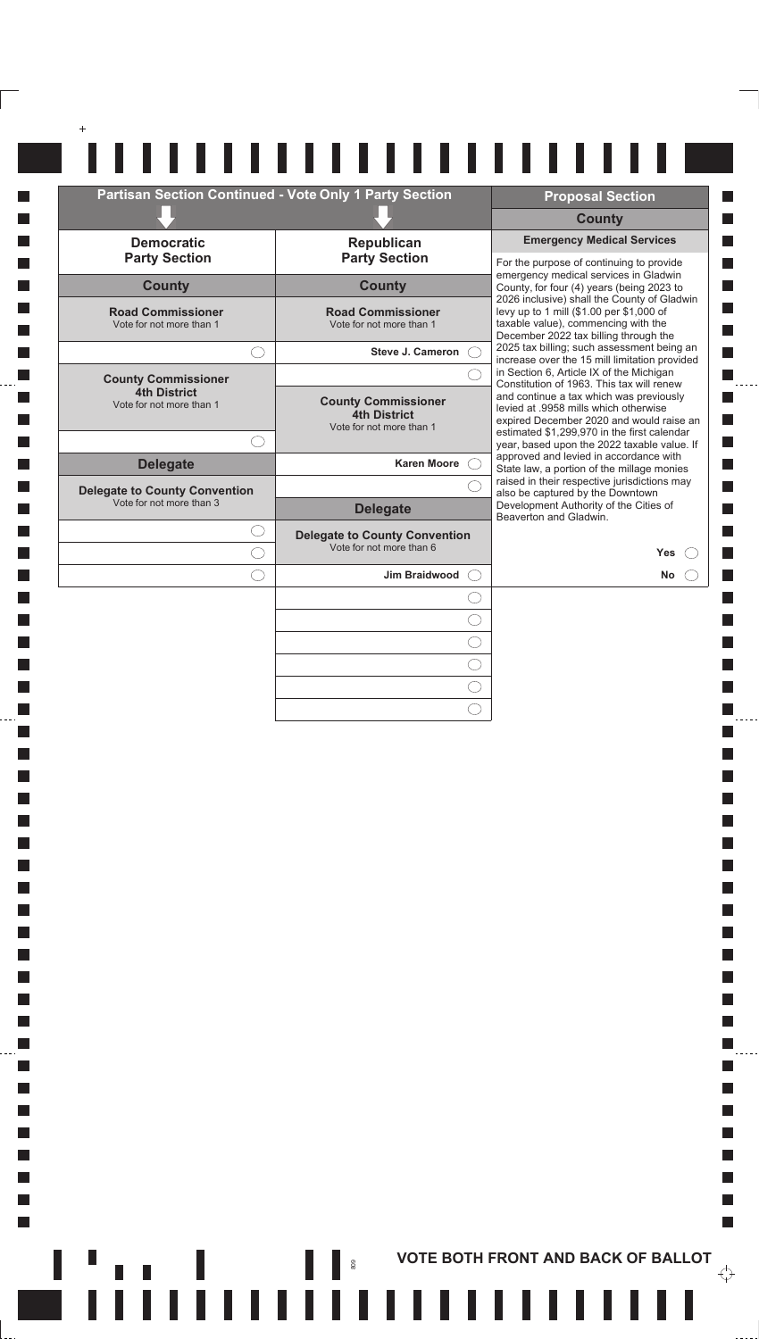## Partisan Section Continued - Vote Only 1 Party Section

### Democratic Party Section

#### County

**Road Commissioner**
Vote for not more than 1

- ◯ (blank)

**County Commissioner**
**4th District**
Vote for not more than 1

- ◯ (blank)

#### Delegate

**Delegate to County Convention**
Vote for not more than 3

- ◯ (blank)
- ◯ (blank)
- ◯ (blank)

### Republican Party Section

#### County

**Road Commissioner**
Vote for not more than 1

- Steve J. Cameron ◯
- ◯ (blank)

**County Commissioner**
**4th District**
Vote for not more than 1

- Karen Moore ◯
- ◯ (blank)

#### Delegate

**Delegate to County Convention**
Vote for not more than 6

- Jim Braidwood ◯
- ◯ (blank)
- ◯ (blank)
- ◯ (blank)
- ◯ (blank)
- ◯ (blank)
- ◯ (blank)

## Proposal Section

### County

**Emergency Medical Services**

For the purpose of continuing to provide emergency medical services in Gladwin County, for four (4) years (being 2023 to 2026 inclusive) shall the County of Gladwin levy up to 1 mill ($1.00 per $1,000 of taxable value), commencing with the December 2022 tax billing through the 2025 tax billing; such assessment being an increase over the 15 mill limitation provided in Section 6, Article IX of the Michigan Constitution of 1963. This tax will renew and continue a tax which was previously levied at .9958 mills which otherwise expired December 2020 and would raise an estimated $1,299,970 in the first calendar year, based upon the 2022 taxable value. If approved and levied in accordance with State law, a portion of the millage monies raised in their respective jurisdictions may also be captured by the Downtown Development Authority of the Cities of Beaverton and Gladwin.

- Yes ◯
- No ◯

**VOTE BOTH FRONT AND BACK OF BALLOT**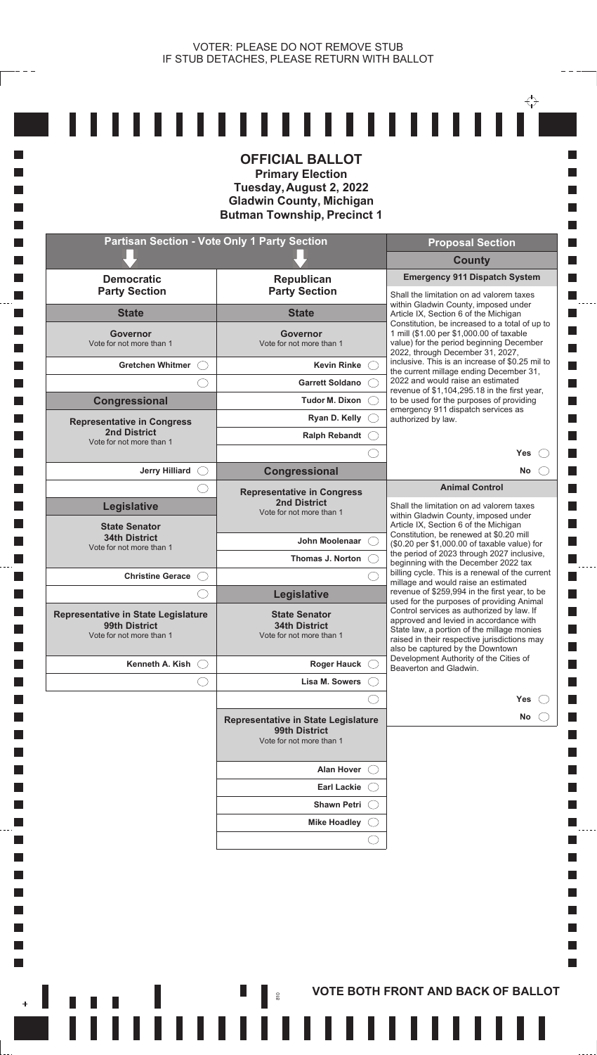VOTER: PLEASE DO NOT REMOVE STUB
IF STUB DETACHES, PLEASE RETURN WITH BALLOT

# OFFICIAL BALLOT

**Primary Election**
**Tuesday, August 2, 2022**
**Gladwin County, Michigan**
**Butman Township, Precinct 1**

## Partisan Section - Vote Only 1 Party Section

### Democratic Party Section

#### State

**Governor**
Vote for not more than 1

- Gretchen Whitmer ◯
- ◯

#### Congressional

**Representative in Congress**
**2nd District**
Vote for not more than 1

- Jerry Hilliard ◯
- ◯

#### Legislative

**State Senator**
**34th District**
Vote for not more than 1

- Christine Gerace ◯
- ◯

**Representative in State Legislature**
**99th District**
Vote for not more than 1

- Kenneth A. Kish ◯
- ◯

### Republican Party Section

#### State

**Governor**
Vote for not more than 1

- Kevin Rinke ◯
- Garrett Soldano ◯
- Tudor M. Dixon ◯
- Ryan D. Kelly ◯
- Ralph Rebandt ◯
- ◯

#### Congressional

**Representative in Congress**
**2nd District**
Vote for not more than 1

- John Moolenaar ◯
- Thomas J. Norton ◯
- ◯

#### Legislative

**State Senator**
**34th District**
Vote for not more than 1

- Roger Hauck ◯
- Lisa M. Sowers ◯
- ◯

**Representative in State Legislature**
**99th District**
Vote for not more than 1

- Alan Hover ◯
- Earl Lackie ◯
- Shawn Petri ◯
- Mike Hoadley ◯
- ◯

## Proposal Section

### County

**Emergency 911 Dispatch System**

Shall the limitation on ad valorem taxes within Gladwin County, imposed under Article IX, Section 6 of the Michigan Constitution, be increased to a total of up to 1 mill ($1.00 per $1,000.00 of taxable value) for the period beginning December 2022, through December 31, 2027, inclusive. This is an increase of $0.25 mil to the current millage ending December 31, 2022 and would raise an estimated revenue of $1,104,295.18 in the first year, to be used for the purposes of providing emergency 911 dispatch services as authorized by law.

- Yes ◯
- No ◯

**Animal Control**

Shall the limitation on ad valorem taxes within Gladwin County, imposed under Article IX, Section 6 of the Michigan Constitution, be renewed at $0.20 mill ($0.20 per $1,000.00 of taxable value) for the period of 2023 through 2027 inclusive, beginning with the December 2022 tax billing cycle. This is a renewal of the current millage and would raise an estimated revenue of $259,994 in the first year, to be used for the purposes of providing Animal Control services as authorized by law. If approved and levied in accordance with State law, a portion of the millage monies raised in their respective jurisdictions may also be captured by the Downtown Development Authority of the Cities of Beaverton and Gladwin.

- Yes ◯
- No ◯

**VOTE BOTH FRONT AND BACK OF BALLOT**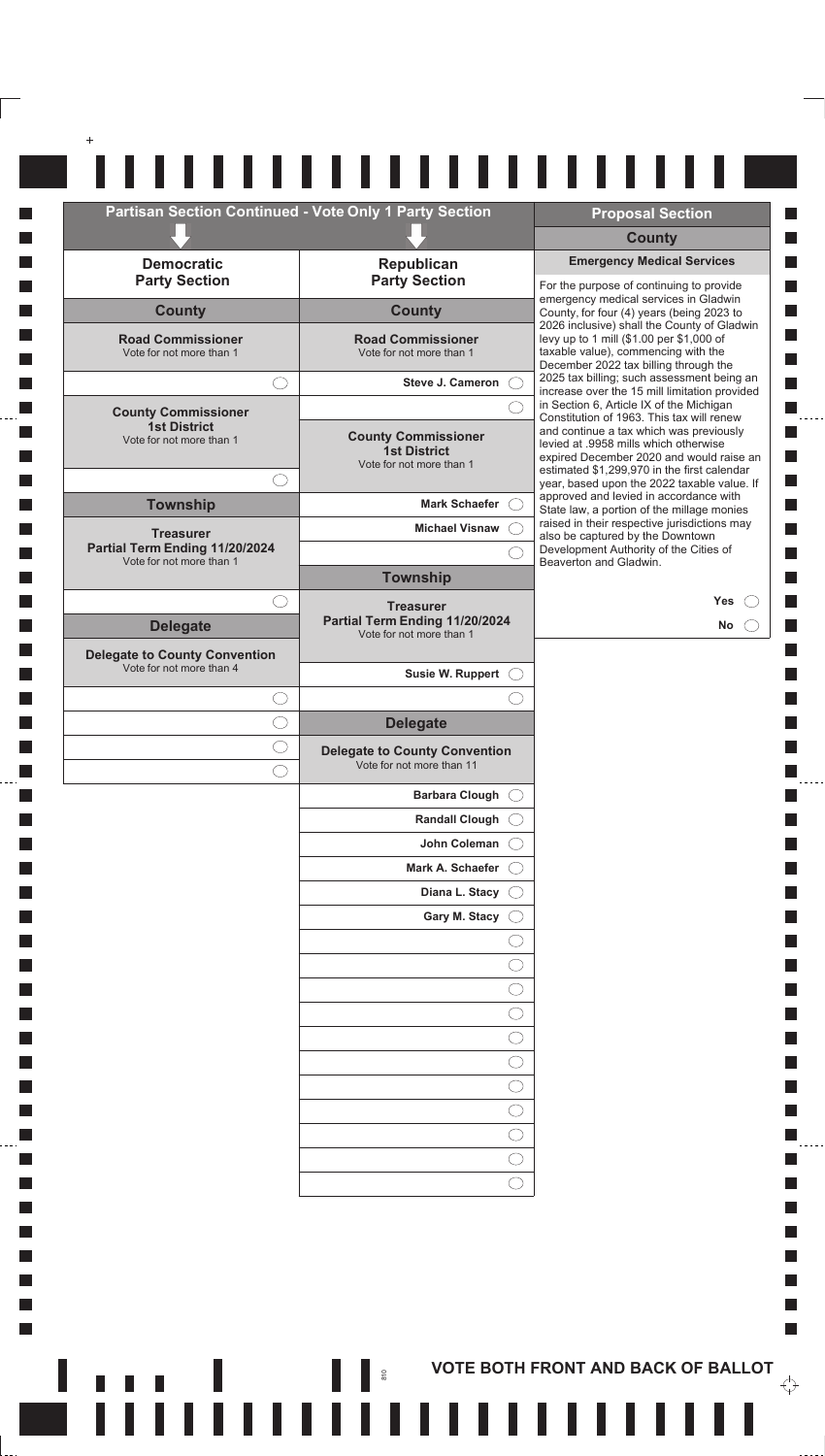## Partisan Section Continued - Vote Only 1 Party Section

### Democratic Party Section

#### County

**Road Commissioner**
Vote for not more than 1

- ◯ (write-in)

**County Commissioner 1st District**
Vote for not more than 1

- ◯ (write-in)

#### Township

**Treasurer Partial Term Ending 11/20/2024**
Vote for not more than 1

- ◯ (write-in)

#### Delegate

**Delegate to County Convention**
Vote for not more than 4

- ◯ (write-in)
- ◯ (write-in)
- ◯ (write-in)
- ◯ (write-in)

### Republican Party Section

#### County

**Road Commissioner**
Vote for not more than 1

- Steve J. Cameron ◯
- ◯ (write-in)

**County Commissioner 1st District**
Vote for not more than 1

- Mark Schaefer ◯
- Michael Visnaw ◯
- ◯ (write-in)

#### Township

**Treasurer Partial Term Ending 11/20/2024**
Vote for not more than 1

- Susie W. Ruppert ◯
- ◯ (write-in)

#### Delegate

**Delegate to County Convention**
Vote for not more than 11

- Barbara Clough ◯
- Randall Clough ◯
- John Coleman ◯
- Mark A. Schaefer ◯
- Diana L. Stacy ◯
- Gary M. Stacy ◯
- ◯ (write-in)
- ◯ (write-in)
- ◯ (write-in)
- ◯ (write-in)
- ◯ (write-in)
- ◯ (write-in)
- ◯ (write-in)
- ◯ (write-in)
- ◯ (write-in)
- ◯ (write-in)
- ◯ (write-in)

## Proposal Section

### County

**Emergency Medical Services**

For the purpose of continuing to provide emergency medical services in Gladwin County, for four (4) years (being 2023 to 2026 inclusive) shall the County of Gladwin levy up to 1 mill ($1.00 per $1,000 of taxable value), commencing with the December 2022 tax billing through the 2025 tax billing; such assessment being an increase over the 15 mill limitation provided in Section 6, Article IX of the Michigan Constitution of 1963. This tax will renew and continue a tax which was previously levied at .9958 mills which otherwise expired December 2020 and would raise an estimated $1,299,970 in the first calendar year, based upon the 2022 taxable value. If approved and levied in accordance with State law, a portion of the millage monies raised in their respective jurisdictions may also be captured by the Downtown Development Authority of the Cities of Beaverton and Gladwin.

- Yes ◯
- No ◯

**VOTE BOTH FRONT AND BACK OF BALLOT**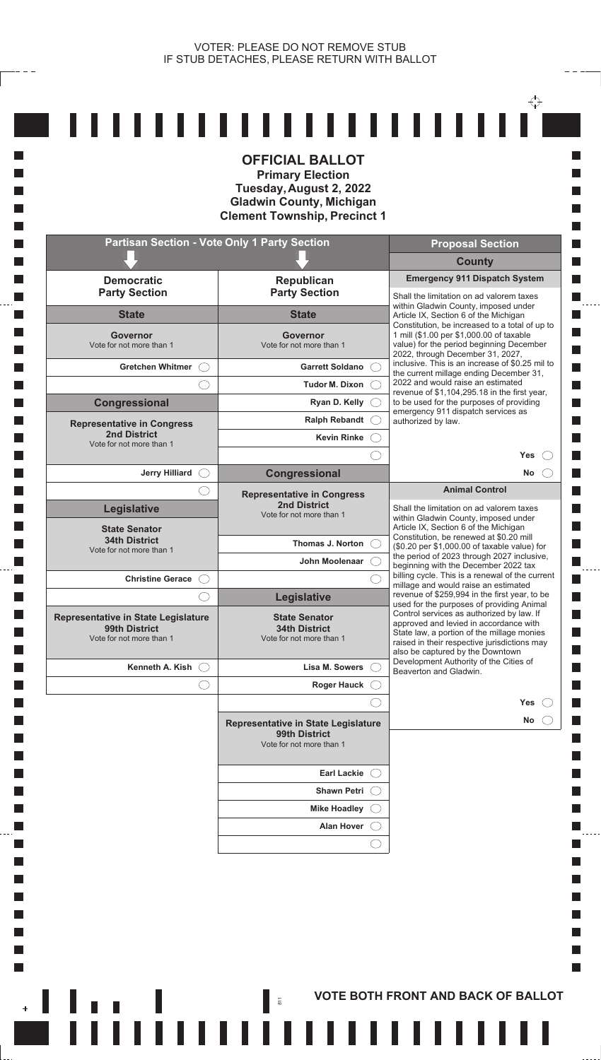VOTER: PLEASE DO NOT REMOVE STUB
IF STUB DETACHES, PLEASE RETURN WITH BALLOT

# OFFICIAL BALLOT

**Primary Election**
**Tuesday, August 2, 2022**
**Gladwin County, Michigan**
**Clement Township, Precinct 1**

## Partisan Section - Vote Only 1 Party Section

### Democratic Party Section

#### State

**Governor**
Vote for not more than 1

- Gretchen Whitmer ◯
- ◯

#### Congressional

**Representative in Congress**
**2nd District**
Vote for not more than 1

- Jerry Hilliard ◯
- ◯

#### Legislative

**State Senator**
**34th District**
Vote for not more than 1

- Christine Gerace ◯
- ◯

**Representative in State Legislature**
**99th District**
Vote for not more than 1

- Kenneth A. Kish ◯
- ◯

### Republican Party Section

#### State

**Governor**
Vote for not more than 1

- Garrett Soldano ◯
- Tudor M. Dixon ◯
- Ryan D. Kelly ◯
- Ralph Rebandt ◯
- Kevin Rinke ◯
- ◯

#### Congressional

**Representative in Congress**
**2nd District**
Vote for not more than 1

- Thomas J. Norton ◯
- John Moolenaar ◯
- ◯

#### Legislative

**State Senator**
**34th District**
Vote for not more than 1

- Lisa M. Sowers ◯
- Roger Hauck ◯
- ◯

**Representative in State Legislature**
**99th District**
Vote for not more than 1

- Earl Lackie ◯
- Shawn Petri ◯
- Mike Hoadley ◯
- Alan Hover ◯
- ◯

## Proposal Section

### County

**Emergency 911 Dispatch System**

Shall the limitation on ad valorem taxes within Gladwin County, imposed under Article IX, Section 6 of the Michigan Constitution, be increased to a total of up to 1 mill ($1.00 per $1,000.00 of taxable value) for the period beginning December 2022, through December 31, 2027, inclusive. This is an increase of $0.25 mil to the current millage ending December 31, 2022 and would raise an estimated revenue of $1,104,295.18 in the first year, to be used for the purposes of providing emergency 911 dispatch services as authorized by law.

- Yes ◯
- No ◯

**Animal Control**

Shall the limitation on ad valorem taxes within Gladwin County, imposed under Article IX, Section 6 of the Michigan Constitution, be renewed at $0.20 mill ($0.20 per $1,000.00 of taxable value) for the period of 2023 through 2027 inclusive, beginning with the December 2022 tax billing cycle. This is a renewal of the current millage and would raise an estimated revenue of $259,994 in the first year, to be used for the purposes of providing Animal Control services as authorized by law. If approved and levied in accordance with State law, a portion of the millage monies raised in their respective jurisdictions may also be captured by the Downtown Development Authority of the Cities of Beaverton and Gladwin.

- Yes ◯
- No ◯

**VOTE BOTH FRONT AND BACK OF BALLOT**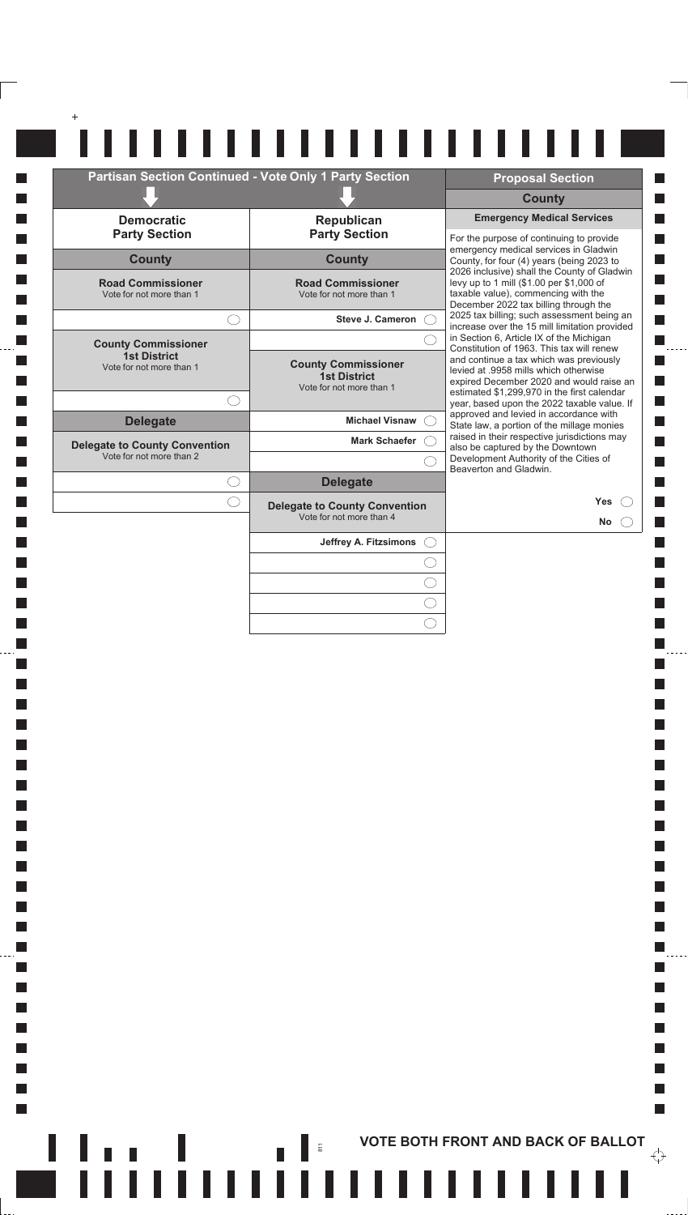## Partisan Section Continued - Vote Only 1 Party Section

### Democratic Party Section

#### County

**Road Commissioner**
Vote for not more than 1

- ◯ (write-in)

**County Commissioner 1st District**
Vote for not more than 1

- ◯ (write-in)

#### Delegate

**Delegate to County Convention**
Vote for not more than 2

- ◯ (write-in)
- ◯ (write-in)

### Republican Party Section

#### County

**Road Commissioner**
Vote for not more than 1

- Steve J. Cameron ◯
- ◯ (write-in)

**County Commissioner 1st District**
Vote for not more than 1

- Michael Visnaw ◯
- Mark Schaefer ◯
- ◯ (write-in)

#### Delegate

**Delegate to County Convention**
Vote for not more than 4

- Jeffrey A. Fitzsimons ◯
- ◯ (write-in)
- ◯ (write-in)
- ◯ (write-in)
- ◯ (write-in)

## Proposal Section

### County

**Emergency Medical Services**

For the purpose of continuing to provide emergency medical services in Gladwin County, for four (4) years (being 2023 to 2026 inclusive) shall the County of Gladwin levy up to 1 mill ($1.00 per $1,000 of taxable value), commencing with the December 2022 tax billing through the 2025 tax billing; such assessment being an increase over the 15 mill limitation provided in Section 6, Article IX of the Michigan Constitution of 1963. This tax will renew and continue a tax which was previously levied at .9958 mills which otherwise expired December 2020 and would raise an estimated $1,299,970 in the first calendar year, based upon the 2022 taxable value. If approved and levied in accordance with State law, a portion of the millage monies raised in their respective jurisdictions may also be captured by the Downtown Development Authority of the Cities of Beaverton and Gladwin.

- Yes ◯
- No ◯

**VOTE BOTH FRONT AND BACK OF BALLOT**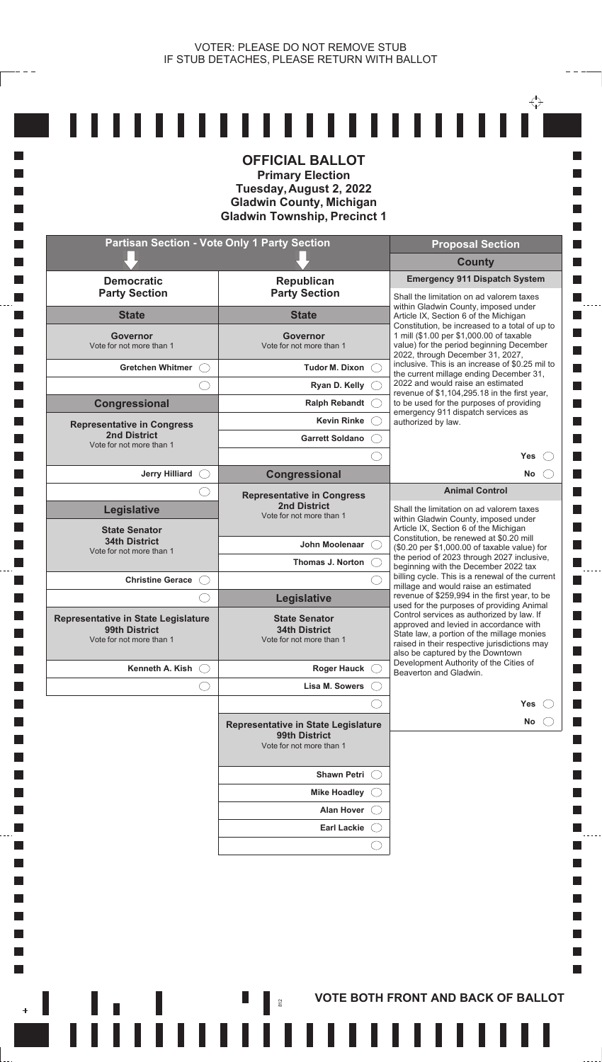VOTER: PLEASE DO NOT REMOVE STUB
IF STUB DETACHES, PLEASE RETURN WITH BALLOT

# OFFICIAL BALLOT

**Primary Election**
**Tuesday, August 2, 2022**
**Gladwin County, Michigan**
**Gladwin Township, Precinct 1**

## Partisan Section - Vote Only 1 Party Section

### Democratic Party Section

#### State

**Governor**
Vote for not more than 1

- Gretchen Whitmer ◯
- ◯

#### Congressional

**Representative in Congress**
**2nd District**
Vote for not more than 1

- Jerry Hilliard ◯
- ◯

#### Legislative

**State Senator**
**34th District**
Vote for not more than 1

- Christine Gerace ◯
- ◯

**Representative in State Legislature**
**99th District**
Vote for not more than 1

- Kenneth A. Kish ◯
- ◯

### Republican Party Section

#### State

**Governor**
Vote for not more than 1

- Tudor M. Dixon ◯
- Ryan D. Kelly ◯
- Ralph Rebandt ◯
- Kevin Rinke ◯
- Garrett Soldano ◯
- ◯

#### Congressional

**Representative in Congress**
**2nd District**
Vote for not more than 1

- John Moolenaar ◯
- Thomas J. Norton ◯
- ◯

#### Legislative

**State Senator**
**34th District**
Vote for not more than 1

- Roger Hauck ◯
- Lisa M. Sowers ◯
- ◯

**Representative in State Legislature**
**99th District**
Vote for not more than 1

- Shawn Petri ◯
- Mike Hoadley ◯
- Alan Hover ◯
- Earl Lackie ◯
- ◯

## Proposal Section

### County

**Emergency 911 Dispatch System**

Shall the limitation on ad valorem taxes within Gladwin County, imposed under Article IX, Section 6 of the Michigan Constitution, be increased to a total of up to 1 mill ($1.00 per $1,000.00 of taxable value) for the period beginning December 2022, through December 31, 2027, inclusive. This is an increase of $0.25 mil to the current millage ending December 31, 2022 and would raise an estimated revenue of $1,104,295.18 in the first year, to be used for the purposes of providing emergency 911 dispatch services as authorized by law.

- Yes ◯
- No ◯

**Animal Control**

Shall the limitation on ad valorem taxes within Gladwin County, imposed under Article IX, Section 6 of the Michigan Constitution, be renewed at $0.20 mill ($0.20 per $1,000.00 of taxable value) for the period of 2023 through 2027 inclusive, beginning with the December 2022 tax billing cycle. This is a renewal of the current millage and would raise an estimated revenue of $259,994 in the first year, to be used for the purposes of providing Animal Control services as authorized by law. If approved and levied in accordance with State law, a portion of the millage monies raised in their respective jurisdictions may also be captured by the Downtown Development Authority of the Cities of Beaverton and Gladwin.

- Yes ◯
- No ◯

**VOTE BOTH FRONT AND BACK OF BALLOT**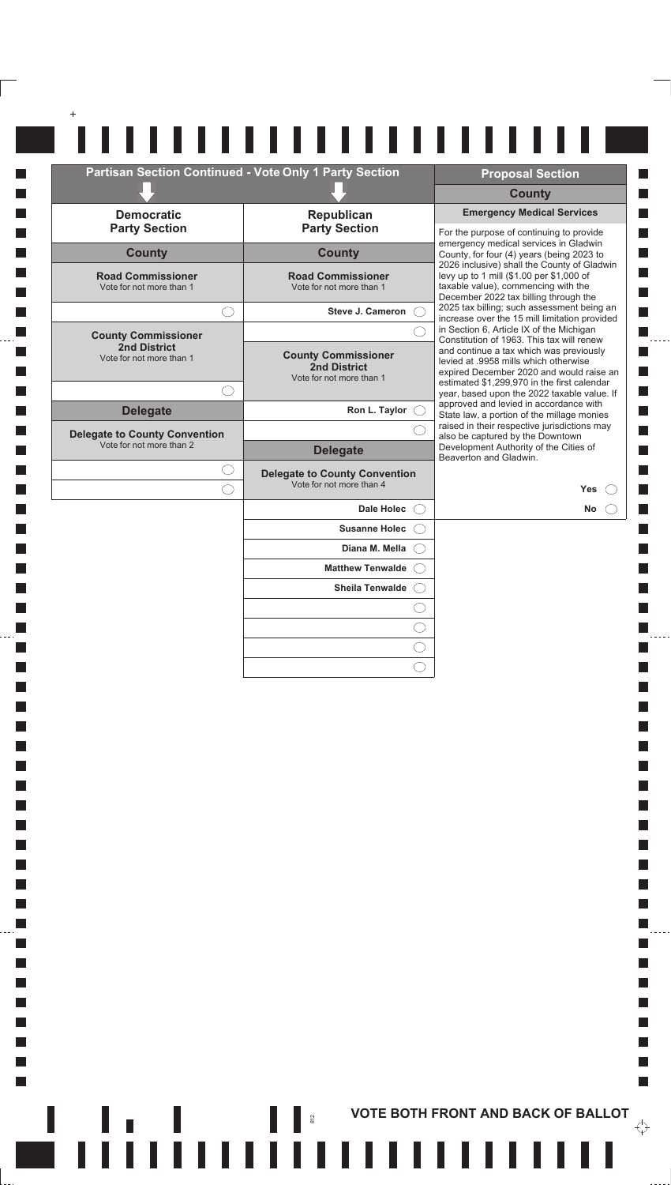## Partisan Section Continued - Vote Only 1 Party Section

### Democratic Party Section

#### County

**Road Commissioner**
Vote for not more than 1

◯ (write-in)

**County Commissioner 2nd District**
Vote for not more than 1

◯ (write-in)

#### Delegate

**Delegate to County Convention**
Vote for not more than 2

◯ (write-in)
◯ (write-in)

### Republican Party Section

#### County

**Road Commissioner**
Vote for not more than 1

- Steve J. Cameron ◯
- ◯ (write-in)

**County Commissioner 2nd District**
Vote for not more than 1

- Ron L. Taylor ◯
- ◯ (write-in)

#### Delegate

**Delegate to County Convention**
Vote for not more than 4

- Dale Holec ◯
- Susanne Holec ◯
- Diana M. Mella ◯
- Matthew Tenwalde ◯
- Sheila Tenwalde ◯
- ◯ (write-in)
- ◯ (write-in)
- ◯ (write-in)
- ◯ (write-in)

## Proposal Section

### County

**Emergency Medical Services**

For the purpose of continuing to provide emergency medical services in Gladwin County, for four (4) years (being 2023 to 2026 inclusive) shall the County of Gladwin levy up to 1 mill ($1.00 per $1,000 of taxable value), commencing with the December 2022 tax billing through the 2025 tax billing; such assessment being an increase over the 15 mill limitation provided in Section 6, Article IX of the Michigan Constitution of 1963. This tax will renew and continue a tax which was previously levied at .9958 mills which otherwise expired December 2020 and would raise an estimated $1,299,970 in the first calendar year, based upon the 2022 taxable value. If approved and levied in accordance with State law, a portion of the millage monies raised in their respective jurisdictions may also be captured by the Downtown Development Authority of the Cities of Beaverton and Gladwin.

Yes ◯

No ◯

**VOTE BOTH FRONT AND BACK OF BALLOT**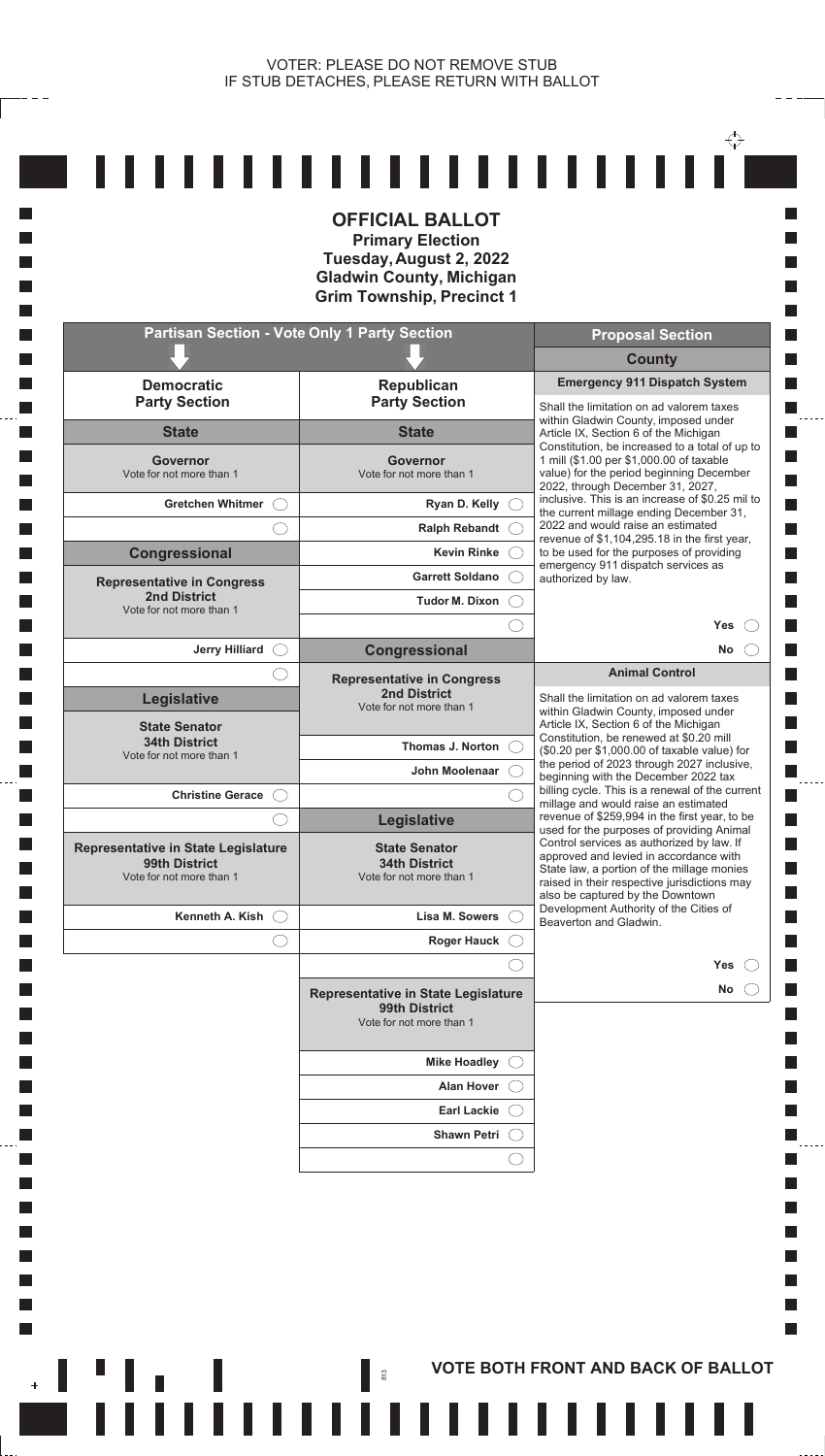VOTER: PLEASE DO NOT REMOVE STUB
IF STUB DETACHES, PLEASE RETURN WITH BALLOT

# OFFICIAL BALLOT

**Primary Election**
**Tuesday, August 2, 2022**
**Gladwin County, Michigan**
**Grim Township, Precinct 1**

## Partisan Section - Vote Only 1 Party Section

### Democratic Party Section

#### State

**Governor**
Vote for not more than 1

- Gretchen Whitmer ◯
- ◯

#### Congressional

**Representative in Congress**
**2nd District**
Vote for not more than 1

- Jerry Hilliard ◯
- ◯

#### Legislative

**State Senator**
**34th District**
Vote for not more than 1

- Christine Gerace ◯
- ◯

**Representative in State Legislature**
**99th District**
Vote for not more than 1

- Kenneth A. Kish ◯
- ◯

### Republican Party Section

#### State

**Governor**
Vote for not more than 1

- Ryan D. Kelly ◯
- Ralph Rebandt ◯
- Kevin Rinke ◯
- Garrett Soldano ◯
- Tudor M. Dixon ◯
- ◯

#### Congressional

**Representative in Congress**
**2nd District**
Vote for not more than 1

- Thomas J. Norton ◯
- John Moolenaar ◯
- ◯

#### Legislative

**State Senator**
**34th District**
Vote for not more than 1

- Lisa M. Sowers ◯
- Roger Hauck ◯
- ◯

**Representative in State Legislature**
**99th District**
Vote for not more than 1

- Mike Hoadley ◯
- Alan Hover ◯
- Earl Lackie ◯
- Shawn Petri ◯
- ◯

## Proposal Section

### County

**Emergency 911 Dispatch System**

Shall the limitation on ad valorem taxes within Gladwin County, imposed under Article IX, Section 6 of the Michigan Constitution, be increased to a total of up to 1 mill ($1.00 per $1,000.00 of taxable value) for the period beginning December 2022, through December 31, 2027, inclusive. This is an increase of $0.25 mil to the current millage ending December 31, 2022 and would raise an estimated revenue of $1,104,295.18 in the first year, to be used for the purposes of providing emergency 911 dispatch services as authorized by law.

- Yes ◯
- No ◯

**Animal Control**

Shall the limitation on ad valorem taxes within Gladwin County, imposed under Article IX, Section 6 of the Michigan Constitution, be renewed at $0.20 mill ($0.20 per $1,000.00 of taxable value) for the period of 2023 through 2027 inclusive, beginning with the December 2022 tax billing cycle. This is a renewal of the current millage and would raise an estimated revenue of $259,994 in the first year, to be used for the purposes of providing Animal Control services as authorized by law. If approved and levied in accordance with State law, a portion of the millage monies raised in their respective jurisdictions may also be captured by the Downtown Development Authority of the Cities of Beaverton and Gladwin.

- Yes ◯
- No ◯

**VOTE BOTH FRONT AND BACK OF BALLOT**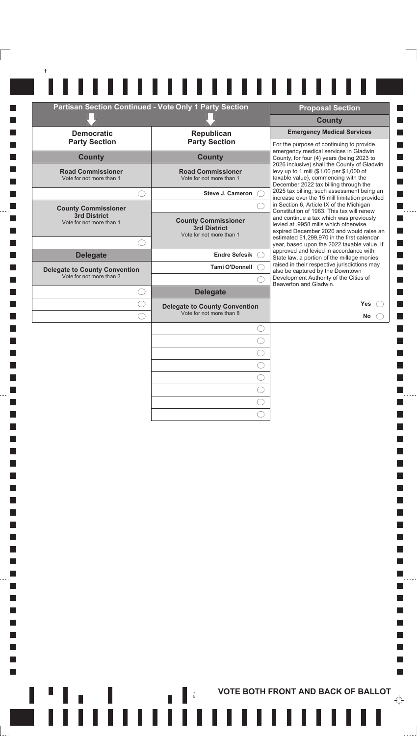## Partisan Section Continued - Vote Only 1 Party Section

### Democratic Party Section

#### County

**Road Commissioner**
Vote for not more than 1

- ○

**County Commissioner 3rd District**
Vote for not more than 1

- ○

#### Delegate

**Delegate to County Convention**
Vote for not more than 3

- ○
- ○
- ○

### Republican Party Section

#### County

**Road Commissioner**
Vote for not more than 1

- Steve J. Cameron ○
- ○

**County Commissioner 3rd District**
Vote for not more than 1

- Endre Sefcsik ○
- Tami O'Donnell ○
- ○

#### Delegate

**Delegate to County Convention**
Vote for not more than 8

- ○
- ○
- ○
- ○
- ○
- ○
- ○
- ○

## Proposal Section

### County

**Emergency Medical Services**

For the purpose of continuing to provide emergency medical services in Gladwin County, for four (4) years (being 2023 to 2026 inclusive) shall the County of Gladwin levy up to 1 mill ($1.00 per $1,000 of taxable value), commencing with the December 2022 tax billing through the 2025 tax billing; such assessment being an increase over the 15 mill limitation provided in Section 6, Article IX of the Michigan Constitution of 1963. This tax will renew and continue a tax which was previously levied at .9958 mills which otherwise expired December 2020 and would raise an estimated $1,299,970 in the first calendar year, based upon the 2022 taxable value. If approved and levied in accordance with State law, a portion of the millage monies raised in their respective jurisdictions may also be captured by the Downtown Development Authority of the Cities of Beaverton and Gladwin.

- Yes ○
- No ○

**VOTE BOTH FRONT AND BACK OF BALLOT**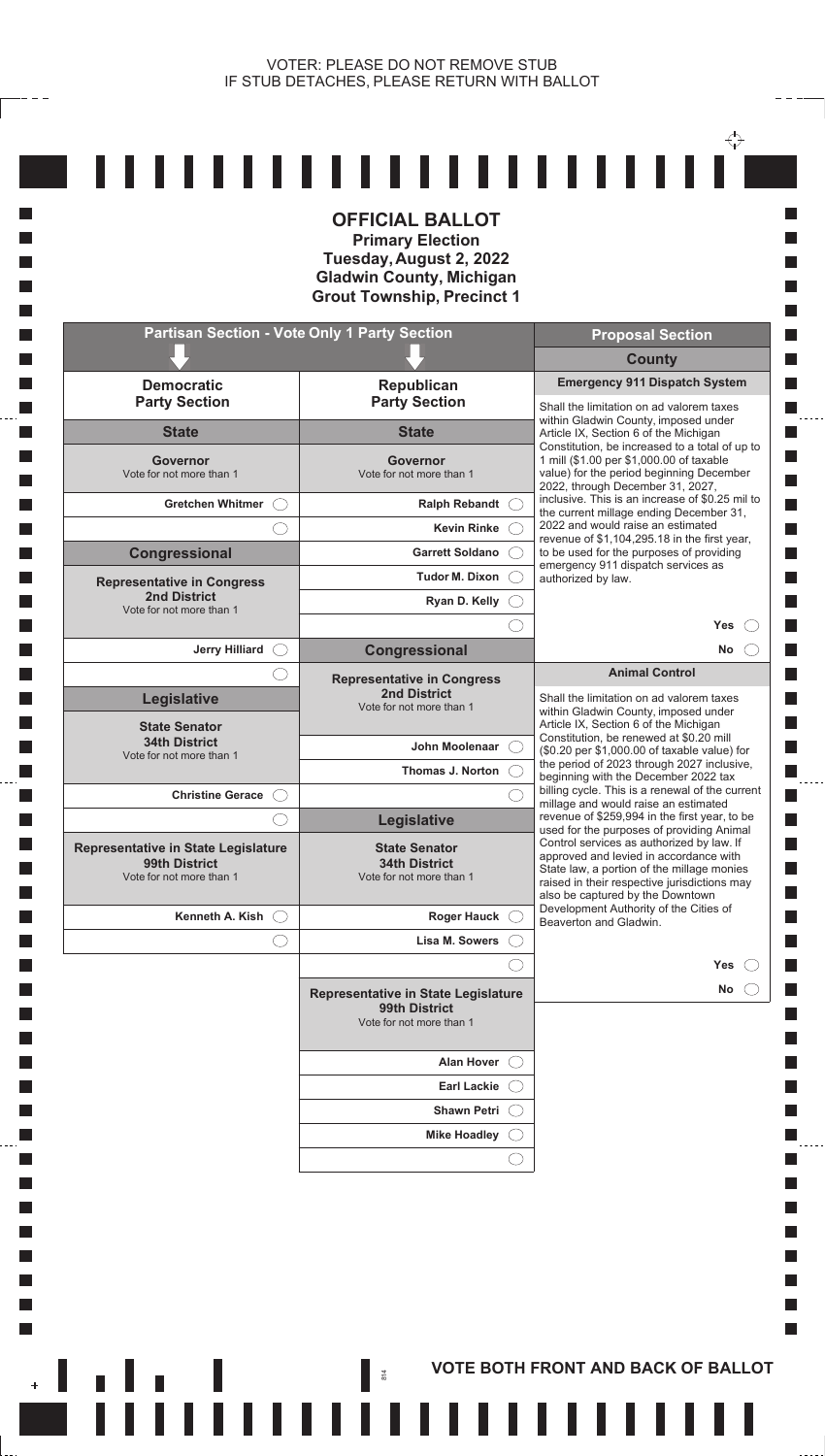VOTER: PLEASE DO NOT REMOVE STUB
IF STUB DETACHES, PLEASE RETURN WITH BALLOT

# OFFICIAL BALLOT
**Primary Election**
**Tuesday, August 2, 2022**
**Gladwin County, Michigan**
**Grout Township, Precinct 1**

## Partisan Section - Vote Only 1 Party Section

### Democratic Party Section

**State**

**Governor**
Vote for not more than 1

- Gretchen Whitmer ◯
- ◯

**Congressional**

**Representative in Congress**
**2nd District**
Vote for not more than 1

- Jerry Hilliard ◯
- ◯

**Legislative**

**State Senator**
**34th District**
Vote for not more than 1

- Christine Gerace ◯
- ◯

**Representative in State Legislature**
**99th District**
Vote for not more than 1

- Kenneth A. Kish ◯
- ◯

### Republican Party Section

**State**

**Governor**
Vote for not more than 1

- Ralph Rebandt ◯
- Kevin Rinke ◯
- Garrett Soldano ◯
- Tudor M. Dixon ◯
- Ryan D. Kelly ◯
- ◯

**Congressional**

**Representative in Congress**
**2nd District**
Vote for not more than 1

- John Moolenaar ◯
- Thomas J. Norton ◯
- ◯

**Legislative**

**State Senator**
**34th District**
Vote for not more than 1

- Roger Hauck ◯
- Lisa M. Sowers ◯
- ◯

**Representative in State Legislature**
**99th District**
Vote for not more than 1

- Alan Hover ◯
- Earl Lackie ◯
- Shawn Petri ◯
- Mike Hoadley ◯
- ◯

## Proposal Section

### County

**Emergency 911 Dispatch System**

Shall the limitation on ad valorem taxes within Gladwin County, imposed under Article IX, Section 6 of the Michigan Constitution, be increased to a total of up to 1 mill ($1.00 per $1,000.00 of taxable value) for the period beginning December 2022, through December 31, 2027, inclusive. This is an increase of $0.25 mil to the current millage ending December 31, 2022 and would raise an estimated revenue of $1,104,295.18 in the first year, to be used for the purposes of providing emergency 911 dispatch services as authorized by law.

- Yes ◯
- No ◯

**Animal Control**

Shall the limitation on ad valorem taxes within Gladwin County, imposed under Article IX, Section 6 of the Michigan Constitution, be renewed at $0.20 mill ($0.20 per $1,000.00 of taxable value) for the period of 2023 through 2027 inclusive, beginning with the December 2022 tax billing cycle. This is a renewal of the current millage and would raise an estimated revenue of $259,994 in the first year, to be used for the purposes of providing Animal Control services as authorized by law. If approved and levied in accordance with State law, a portion of the millage monies raised in their respective jurisdictions may also be captured by the Downtown Development Authority of the Cities of Beaverton and Gladwin.

- Yes ◯
- No ◯

**VOTE BOTH FRONT AND BACK OF BALLOT**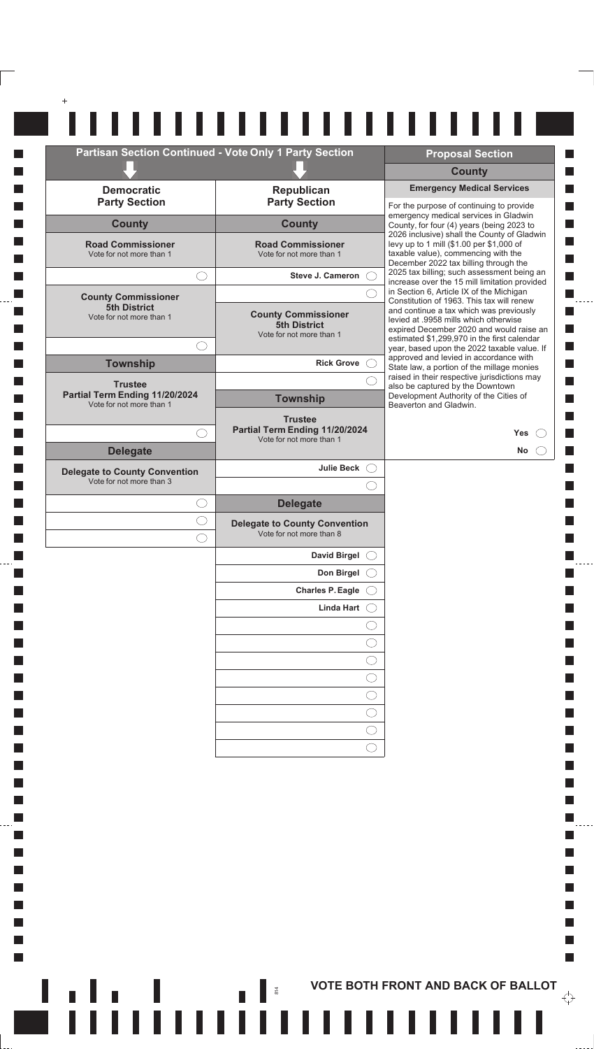## Partisan Section Continued - Vote Only 1 Party Section

### Democratic Party Section

#### County

**Road Commissioner**
Vote for not more than 1

- ◯ (write-in)

**County Commissioner 5th District**
Vote for not more than 1

- ◯ (write-in)

#### Township

**Trustee Partial Term Ending 11/20/2024**
Vote for not more than 1

- ◯ (write-in)

#### Delegate

**Delegate to County Convention**
Vote for not more than 3

- ◯ (write-in)
- ◯ (write-in)
- ◯ (write-in)

### Republican Party Section

#### County

**Road Commissioner**
Vote for not more than 1

- Steve J. Cameron ◯
- ◯ (write-in)

**County Commissioner 5th District**
Vote for not more than 1

- Rick Grove ◯
- ◯ (write-in)

#### Township

**Trustee Partial Term Ending 11/20/2024**
Vote for not more than 1

- Julie Beck ◯
- ◯ (write-in)

#### Delegate

**Delegate to County Convention**
Vote for not more than 8

- David Birgel ◯
- Don Birgel ◯
- Charles P. Eagle ◯
- Linda Hart ◯
- ◯ (write-in)
- ◯ (write-in)
- ◯ (write-in)
- ◯ (write-in)
- ◯ (write-in)
- ◯ (write-in)
- ◯ (write-in)
- ◯ (write-in)

## Proposal Section

### County

**Emergency Medical Services**

For the purpose of continuing to provide emergency medical services in Gladwin County, for four (4) years (being 2023 to 2026 inclusive) shall the County of Gladwin levy up to 1 mill ($1.00 per $1,000 of taxable value), commencing with the December 2022 tax billing through the 2025 tax billing; such assessment being an increase over the 15 mill limitation provided in Section 6, Article IX of the Michigan Constitution of 1963. This tax will renew and continue a tax which was previously levied at .9958 mills which otherwise expired December 2020 and would raise an estimated $1,299,970 in the first calendar year, based upon the 2022 taxable value. If approved and levied in accordance with State law, a portion of the millage monies raised in their respective jurisdictions may also be captured by the Downtown Development Authority of the Cities of Beaverton and Gladwin.

- Yes ◯
- No ◯

**VOTE BOTH FRONT AND BACK OF BALLOT**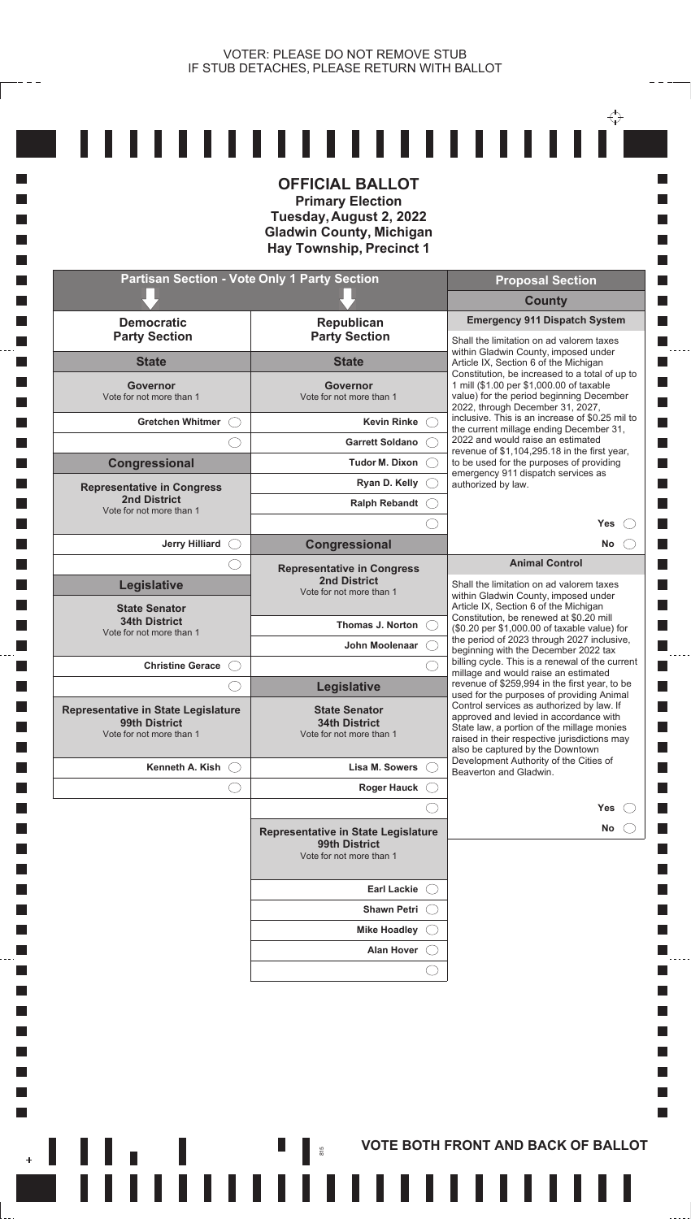VOTER: PLEASE DO NOT REMOVE STUB
IF STUB DETACHES, PLEASE RETURN WITH BALLOT

# OFFICIAL BALLOT

**Primary Election**
**Tuesday, August 2, 2022**
**Gladwin County, Michigan**
**Hay Township, Precinct 1**

## Partisan Section - Vote Only 1 Party Section

### Democratic Party Section

**State**

**Governor**
Vote for not more than 1

- Gretchen Whitmer ◯
- ◯

**Congressional**

**Representative in Congress**
**2nd District**
Vote for not more than 1

- Jerry Hilliard ◯
- ◯

**Legislative**

**State Senator**
**34th District**
Vote for not more than 1

- Christine Gerace ◯
- ◯

**Representative in State Legislature**
**99th District**
Vote for not more than 1

- Kenneth A. Kish ◯
- ◯

### Republican Party Section

**State**

**Governor**
Vote for not more than 1

- Kevin Rinke ◯
- Garrett Soldano ◯
- Tudor M. Dixon ◯
- Ryan D. Kelly ◯
- Ralph Rebandt ◯
- ◯

**Congressional**

**Representative in Congress**
**2nd District**
Vote for not more than 1

- Thomas J. Norton ◯
- John Moolenaar ◯
- ◯

**Legislative**

**State Senator**
**34th District**
Vote for not more than 1

- Lisa M. Sowers ◯
- Roger Hauck ◯
- ◯

**Representative in State Legislature**
**99th District**
Vote for not more than 1

- Earl Lackie ◯
- Shawn Petri ◯
- Mike Hoadley ◯
- Alan Hover ◯
- ◯

## Proposal Section

### County

**Emergency 911 Dispatch System**

Shall the limitation on ad valorem taxes within Gladwin County, imposed under Article IX, Section 6 of the Michigan Constitution, be increased to a total of up to 1 mill ($1.00 per $1,000.00 of taxable value) for the period beginning December 2022, through December 31, 2027, inclusive. This is an increase of $0.25 mil to the current millage ending December 31, 2022 and would raise an estimated revenue of $1,104,295.18 in the first year, to be used for the purposes of providing emergency 911 dispatch services as authorized by law.

- Yes ◯
- No ◯

**Animal Control**

Shall the limitation on ad valorem taxes within Gladwin County, imposed under Article IX, Section 6 of the Michigan Constitution, be renewed at $0.20 mill ($0.20 per $1,000.00 of taxable value) for the period of 2023 through 2027 inclusive, beginning with the December 2022 tax billing cycle. This is a renewal of the current millage and would raise an estimated revenue of $259,994 in the first year, to be used for the purposes of providing Animal Control services as authorized by law. If approved and levied in accordance with State law, a portion of the millage monies raised in their respective jurisdictions may also be captured by the Downtown Development Authority of the Cities of Beaverton and Gladwin.

- Yes ◯
- No ◯

**VOTE BOTH FRONT AND BACK OF BALLOT**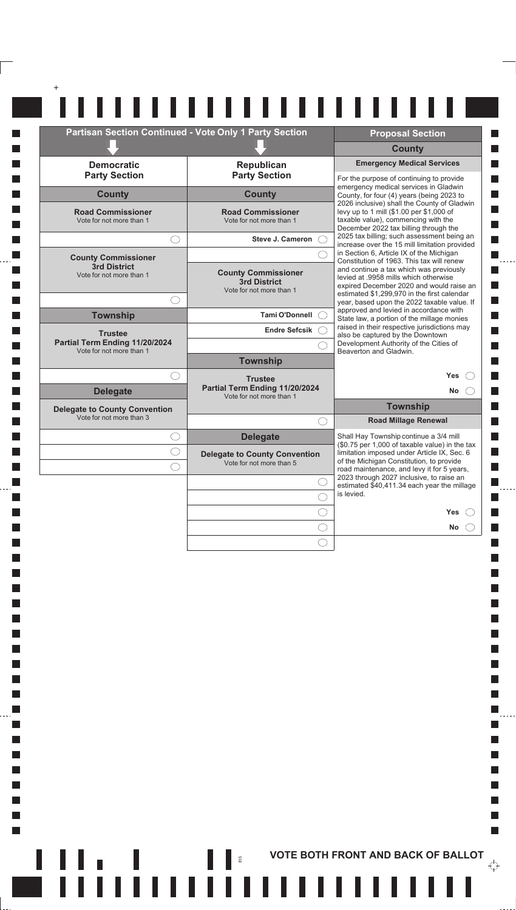## Partisan Section Continued - Vote Only 1 Party Section

### Democratic Party Section

#### County

**Road Commissioner**
Vote for not more than 1

- ○ (write-in)

**County Commissioner 3rd District**
Vote for not more than 1

- ○ (write-in)

#### Township

**Trustee Partial Term Ending 11/20/2024**
Vote for not more than 1

- ○ (write-in)

#### Delegate

**Delegate to County Convention**
Vote for not more than 3

- ○ (write-in)
- ○ (write-in)
- ○ (write-in)

### Republican Party Section

#### County

**Road Commissioner**
Vote for not more than 1

- Steve J. Cameron ○
- ○ (write-in)

**County Commissioner 3rd District**
Vote for not more than 1

- Tami O'Donnell ○
- Endre Sefcsik ○
- ○ (write-in)

#### Township

**Trustee Partial Term Ending 11/20/2024**
Vote for not more than 1

- ○ (write-in)

#### Delegate

**Delegate to County Convention**
Vote for not more than 5

- ○ (write-in)
- ○ (write-in)
- ○ (write-in)
- ○ (write-in)
- ○ (write-in)

## Proposal Section

### County

**Emergency Medical Services**

For the purpose of continuing to provide emergency medical services in Gladwin County, for four (4) years (being 2023 to 2026 inclusive) shall the County of Gladwin levy up to 1 mill ($1.00 per $1,000 of taxable value), commencing with the December 2022 tax billing through the 2025 tax billing; such assessment being an increase over the 15 mill limitation provided in Section 6, Article IX of the Michigan Constitution of 1963. This tax will renew and continue a tax which was previously levied at .9958 mills which otherwise expired December 2020 and would raise an estimated $1,299,970 in the first calendar year, based upon the 2022 taxable value. If approved and levied in accordance with State law, a portion of the millage monies raised in their respective jurisdictions may also be captured by the Downtown Development Authority of the Cities of Beaverton and Gladwin.

- Yes ○
- No ○

### Township

**Road Millage Renewal**

Shall Hay Township continue a 3/4 mill ($0.75 per 1,000 of taxable value) in the tax limitation imposed under Article IX, Sec. 6 of the Michigan Constitution, to provide road maintenance, and levy it for 5 years, 2023 through 2027 inclusive, to raise an estimated $40,411.34 each year the millage is levied.

- Yes ○
- No ○

**VOTE BOTH FRONT AND BACK OF BALLOT**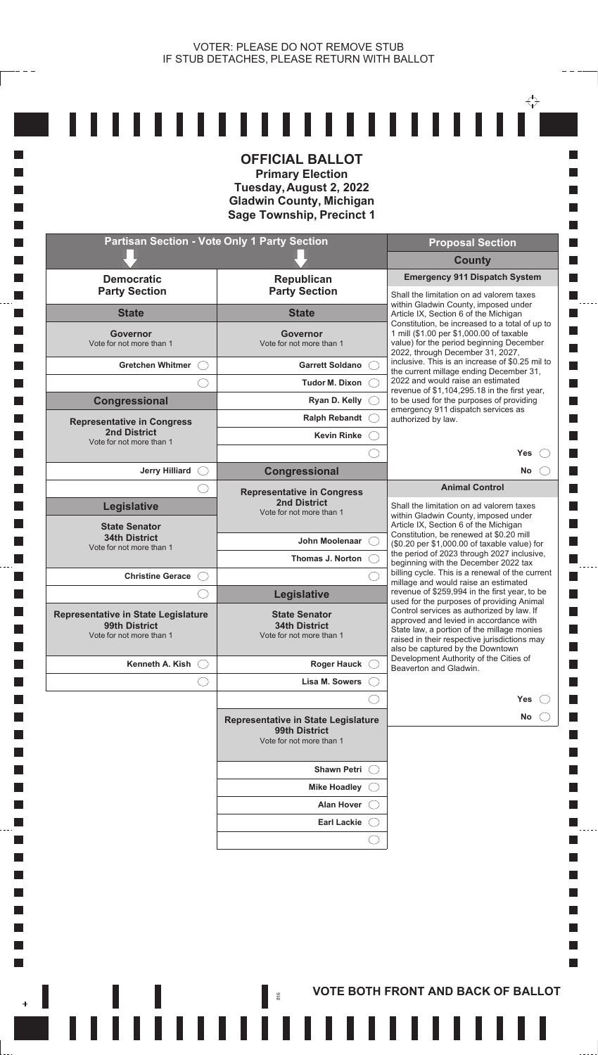VOTER: PLEASE DO NOT REMOVE STUB
IF STUB DETACHES, PLEASE RETURN WITH BALLOT

# OFFICIAL BALLOT

**Primary Election**
**Tuesday, August 2, 2022**
**Gladwin County, Michigan**
**Sage Township, Precinct 1**

## Partisan Section - Vote Only 1 Party Section

### Democratic Party Section

#### State

**Governor**
Vote for not more than 1

- Gretchen Whitmer ◯
- ◯

#### Congressional

**Representative in Congress**
**2nd District**
Vote for not more than 1

- Jerry Hilliard ◯
- ◯

#### Legislative

**State Senator**
**34th District**
Vote for not more than 1

- Christine Gerace ◯
- ◯

**Representative in State Legislature**
**99th District**
Vote for not more than 1

- Kenneth A. Kish ◯
- ◯

### Republican Party Section

#### State

**Governor**
Vote for not more than 1

- Garrett Soldano ◯
- Tudor M. Dixon ◯
- Ryan D. Kelly ◯
- Ralph Rebandt ◯
- Kevin Rinke ◯
- ◯

#### Congressional

**Representative in Congress**
**2nd District**
Vote for not more than 1

- John Moolenaar ◯
- Thomas J. Norton ◯
- ◯

#### Legislative

**State Senator**
**34th District**
Vote for not more than 1

- Roger Hauck ◯
- Lisa M. Sowers ◯
- ◯

**Representative in State Legislature**
**99th District**
Vote for not more than 1

- Shawn Petri ◯
- Mike Hoadley ◯
- Alan Hover ◯
- Earl Lackie ◯
- ◯

## Proposal Section

### County

#### Emergency 911 Dispatch System

Shall the limitation on ad valorem taxes within Gladwin County, imposed under Article IX, Section 6 of the Michigan Constitution, be increased to a total of up to 1 mill ($1.00 per $1,000.00 of taxable value) for the period beginning December 2022, through December 31, 2027, inclusive. This is an increase of $0.25 mil to the current millage ending December 31, 2022 and would raise an estimated revenue of $1,104,295.18 in the first year, to be used for the purposes of providing emergency 911 dispatch services as authorized by law.

- Yes ◯
- No ◯

#### Animal Control

Shall the limitation on ad valorem taxes within Gladwin County, imposed under Article IX, Section 6 of the Michigan Constitution, be renewed at $0.20 mill ($0.20 per $1,000.00 of taxable value) for the period of 2023 through 2027 inclusive, beginning with the December 2022 tax billing cycle. This is a renewal of the current millage and would raise an estimated revenue of $259,994 in the first year, to be used for the purposes of providing Animal Control services as authorized by law. If approved and levied in accordance with State law, a portion of the millage monies raised in their respective jurisdictions may also be captured by the Downtown Development Authority of the Cities of Beaverton and Gladwin.

- Yes ◯
- No ◯

**VOTE BOTH FRONT AND BACK OF BALLOT**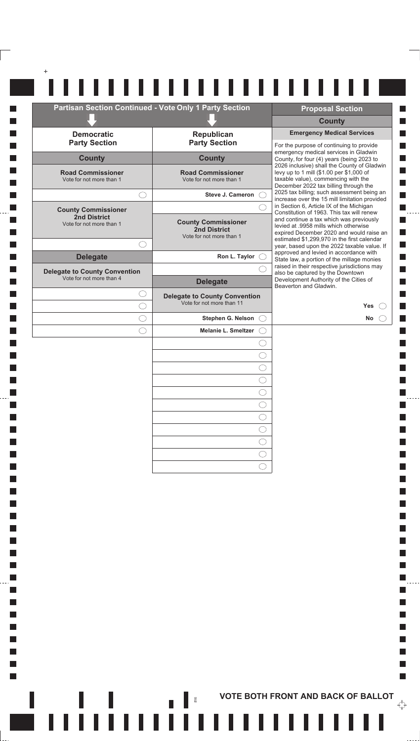## Partisan Section Continued - Vote Only 1 Party Section

### Democratic Party Section

#### County

**Road Commissioner**
Vote for not more than 1

( ) _______________

**County Commissioner 2nd District**
Vote for not more than 1

( ) _______________

#### Delegate

**Delegate to County Convention**
Vote for not more than 4

( ) _______________
( ) _______________
( ) _______________
( ) _______________

### Republican Party Section

#### County

**Road Commissioner**
Vote for not more than 1

( ) Steve J. Cameron
( ) _______________

**County Commissioner 2nd District**
Vote for not more than 1

( ) Ron L. Taylor
( ) _______________

#### Delegate

**Delegate to County Convention**
Vote for not more than 11

( ) Stephen G. Nelson
( ) Melanie L. Smeltzer
( ) _______________
( ) _______________
( ) _______________
( ) _______________
( ) _______________
( ) _______________
( ) _______________
( ) _______________
( ) _______________
( ) _______________
( ) _______________

## Proposal Section

### County

**Emergency Medical Services**

For the purpose of continuing to provide emergency medical services in Gladwin County, for four (4) years (being 2023 to 2026 inclusive) shall the County of Gladwin levy up to 1 mill ($1.00 per $1,000 of taxable value), commencing with the December 2022 tax billing through the 2025 tax billing; such assessment being an increase over the 15 mill limitation provided in Section 6, Article IX of the Michigan Constitution of 1963. This tax will renew and continue a tax which was previously levied at .9958 mills which otherwise expired December 2020 and would raise an estimated $1,299,970 in the first calendar year, based upon the 2022 taxable value. If approved and levied in accordance with State law, a portion of the millage monies raised in their respective jurisdictions may also be captured by the Downtown Development Authority of the Cities of Beaverton and Gladwin.

Yes ( )

No ( )

**VOTE BOTH FRONT AND BACK OF BALLOT**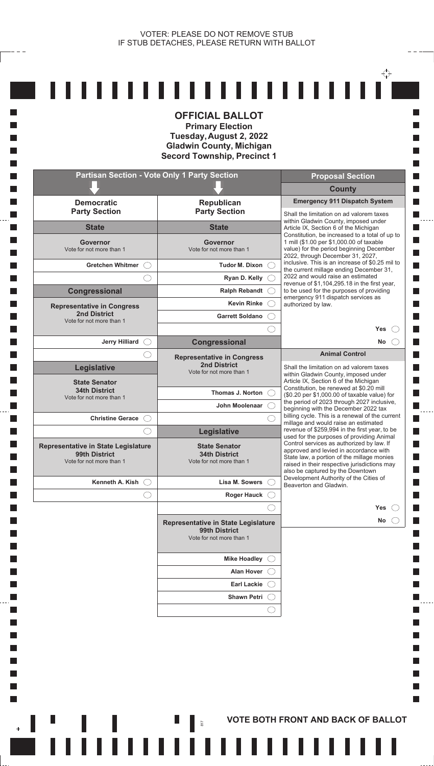VOTER: PLEASE DO NOT REMOVE STUB
IF STUB DETACHES, PLEASE RETURN WITH BALLOT

# OFFICIAL BALLOT

**Primary Election**
**Tuesday, August 2, 2022**
**Gladwin County, Michigan**
**Secord Township, Precinct 1**

## Partisan Section - Vote Only 1 Party Section

### Democratic Party Section

#### State

**Governor**
Vote for not more than 1

- Gretchen Whitmer ◯
- ◯

#### Congressional

**Representative in Congress**
**2nd District**
Vote for not more than 1

- Jerry Hilliard ◯
- ◯

#### Legislative

**State Senator**
**34th District**
Vote for not more than 1

- Christine Gerace ◯
- ◯

**Representative in State Legislature**
**99th District**
Vote for not more than 1

- Kenneth A. Kish ◯
- ◯

### Republican Party Section

#### State

**Governor**
Vote for not more than 1

- Tudor M. Dixon ◯
- Ryan D. Kelly ◯
- Ralph Rebandt ◯
- Kevin Rinke ◯
- Garrett Soldano ◯
- ◯

#### Congressional

**Representative in Congress**
**2nd District**
Vote for not more than 1

- Thomas J. Norton ◯
- John Moolenaar ◯
- ◯

#### Legislative

**State Senator**
**34th District**
Vote for not more than 1

- Lisa M. Sowers ◯
- Roger Hauck ◯
- ◯

**Representative in State Legislature**
**99th District**
Vote for not more than 1

- Mike Hoadley ◯
- Alan Hover ◯
- Earl Lackie ◯
- Shawn Petri ◯
- ◯

## Proposal Section

### County

**Emergency 911 Dispatch System**

Shall the limitation on ad valorem taxes within Gladwin County, imposed under Article IX, Section 6 of the Michigan Constitution, be increased to a total of up to 1 mill ($1.00 per $1,000.00 of taxable value) for the period beginning December 2022, through December 31, 2027, inclusive. This is an increase of $0.25 mil to the current millage ending December 31, 2022 and would raise an estimated revenue of $1,104,295.18 in the first year, to be used for the purposes of providing emergency 911 dispatch services as authorized by law.

- Yes ◯
- No ◯

**Animal Control**

Shall the limitation on ad valorem taxes within Gladwin County, imposed under Article IX, Section 6 of the Michigan Constitution, be renewed at $0.20 mill ($0.20 per $1,000.00 of taxable value) for the period of 2023 through 2027 inclusive, beginning with the December 2022 tax billing cycle. This is a renewal of the current millage and would raise an estimated revenue of $259,994 in the first year, to be used for the purposes of providing Animal Control services as authorized by law. If approved and levied in accordance with State law, a portion of the millage monies raised in their respective jurisdictions may also be captured by the Downtown Development Authority of the Cities of Beaverton and Gladwin.

- Yes ◯
- No ◯

**VOTE BOTH FRONT AND BACK OF BALLOT**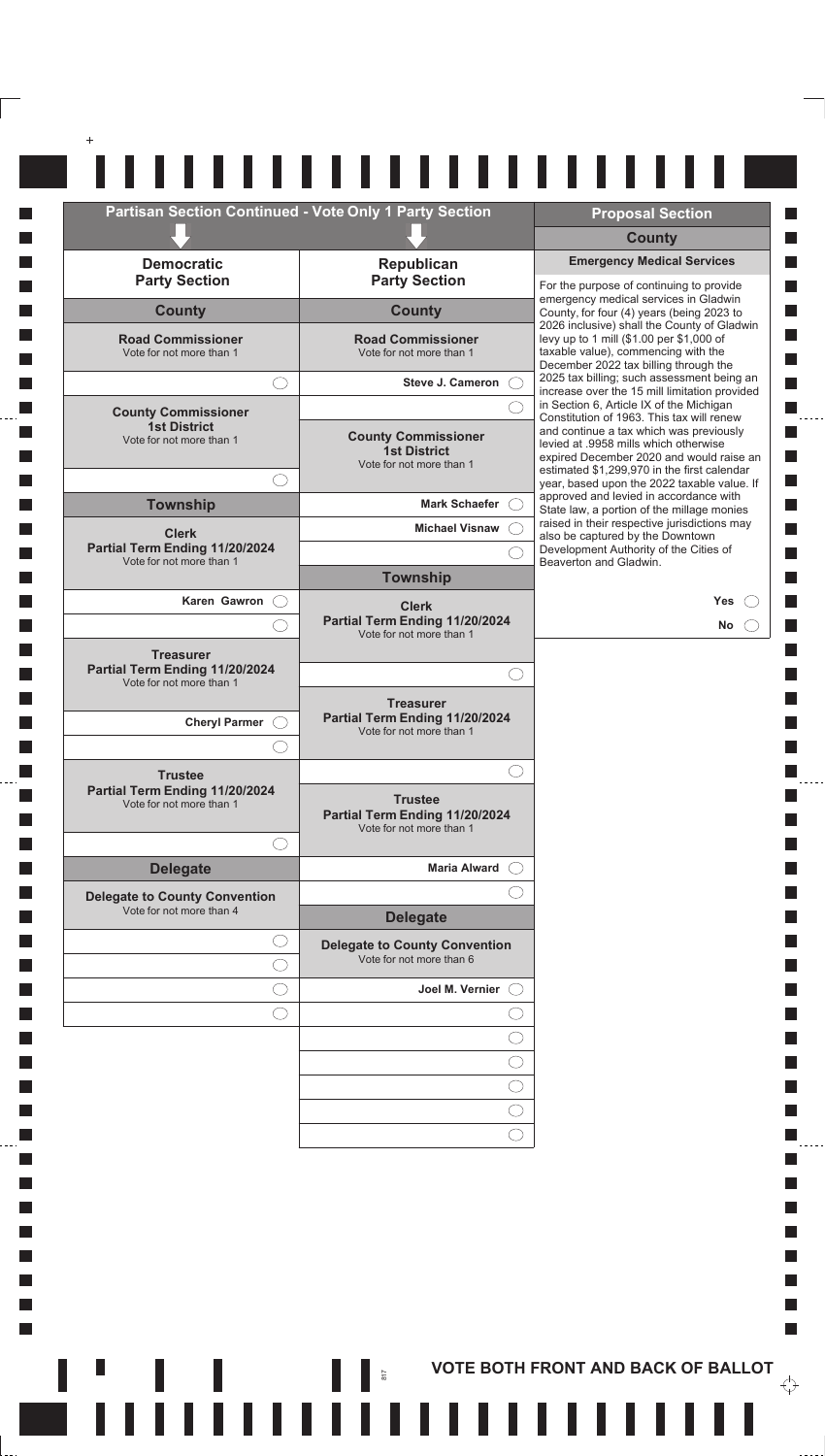## Partisan Section Continued - Vote Only 1 Party Section

### Democratic Party Section

#### County

**Road Commissioner**
Vote for not more than 1

- ◯ (write-in)

**County Commissioner 1st District**
Vote for not more than 1

- ◯ (write-in)

#### Township

**Clerk Partial Term Ending 11/20/2024**
Vote for not more than 1

- Karen Gawron ◯
- ◯ (write-in)

**Treasurer Partial Term Ending 11/20/2024**
Vote for not more than 1

- Cheryl Parmer ◯
- ◯ (write-in)

**Trustee Partial Term Ending 11/20/2024**
Vote for not more than 1

- ◯ (write-in)

#### Delegate

**Delegate to County Convention**
Vote for not more than 4

- ◯ (write-in)
- ◯ (write-in)
- ◯ (write-in)
- ◯ (write-in)

### Republican Party Section

#### County

**Road Commissioner**
Vote for not more than 1

- Steve J. Cameron ◯
- ◯ (write-in)

**County Commissioner 1st District**
Vote for not more than 1

- Mark Schaefer ◯
- Michael Visnaw ◯
- ◯ (write-in)

#### Township

**Clerk Partial Term Ending 11/20/2024**
Vote for not more than 1

- ◯ (write-in)

**Treasurer Partial Term Ending 11/20/2024**
Vote for not more than 1

- ◯ (write-in)

**Trustee Partial Term Ending 11/20/2024**
Vote for not more than 1

- Maria Alward ◯
- ◯ (write-in)

#### Delegate

**Delegate to County Convention**
Vote for not more than 6

- Joel M. Vernier ◯
- ◯ (write-in)
- ◯ (write-in)
- ◯ (write-in)
- ◯ (write-in)
- ◯ (write-in)

## Proposal Section

### County

**Emergency Medical Services**

For the purpose of continuing to provide emergency medical services in Gladwin County, for four (4) years (being 2023 to 2026 inclusive) shall the County of Gladwin levy up to 1 mill ($1.00 per $1,000 of taxable value), commencing with the December 2022 tax billing through the 2025 tax billing; such assessment being an increase over the 15 mill limitation provided in Section 6, Article IX of the Michigan Constitution of 1963. This tax will renew and continue a tax which was previously levied at .9958 mills which otherwise expired December 2020 and would raise an estimated $1,299,970 in the first calendar year, based upon the 2022 taxable value. If approved and levied in accordance with State law, a portion of the millage monies raised in their respective jurisdictions may also be captured by the Downtown Development Authority of the Cities of Beaverton and Gladwin.

- Yes ◯
- No ◯

**VOTE BOTH FRONT AND BACK OF BALLOT**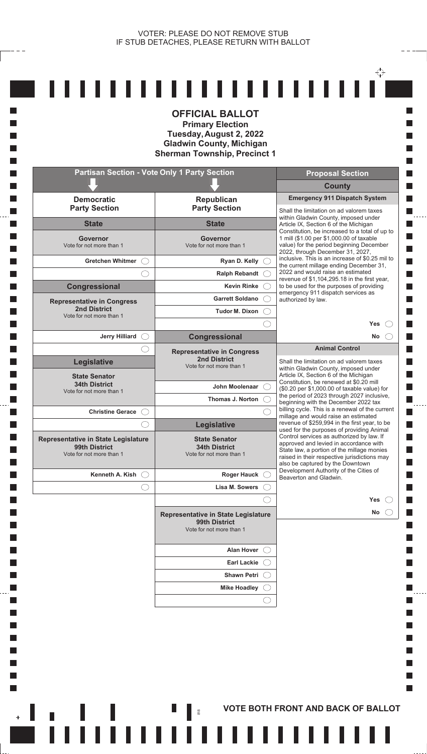VOTER: PLEASE DO NOT REMOVE STUB
IF STUB DETACHES, PLEASE RETURN WITH BALLOT

# OFFICIAL BALLOT

**Primary Election**
**Tuesday, August 2, 2022**
**Gladwin County, Michigan**
**Sherman Township, Precinct 1**

## Partisan Section - Vote Only 1 Party Section

### Democratic Party Section

#### State

**Governor**
Vote for not more than 1

- Gretchen Whitmer ◯
- ◯

#### Congressional

**Representative in Congress**
**2nd District**
Vote for not more than 1

- Jerry Hilliard ◯
- ◯

#### Legislative

**State Senator**
**34th District**
Vote for not more than 1

- Christine Gerace ◯
- ◯

**Representative in State Legislature**
**99th District**
Vote for not more than 1

- Kenneth A. Kish ◯
- ◯

### Republican Party Section

#### State

**Governor**
Vote for not more than 1

- Ryan D. Kelly ◯
- Ralph Rebandt ◯
- Kevin Rinke ◯
- Garrett Soldano ◯
- Tudor M. Dixon ◯
- ◯

#### Congressional

**Representative in Congress**
**2nd District**
Vote for not more than 1

- John Moolenaar ◯
- Thomas J. Norton ◯
- ◯

#### Legislative

**State Senator**
**34th District**
Vote for not more than 1

- Roger Hauck ◯
- Lisa M. Sowers ◯
- ◯

**Representative in State Legislature**
**99th District**
Vote for not more than 1

- Alan Hover ◯
- Earl Lackie ◯
- Shawn Petri ◯
- Mike Hoadley ◯
- ◯

## Proposal Section

### County

**Emergency 911 Dispatch System**

Shall the limitation on ad valorem taxes within Gladwin County, imposed under Article IX, Section 6 of the Michigan Constitution, be increased to a total of up to 1 mill ($1.00 per $1,000.00 of taxable value) for the period beginning December 2022, through December 31, 2027, inclusive. This is an increase of $0.25 mil to the current millage ending December 31, 2022 and would raise an estimated revenue of $1,104,295.18 in the first year, to be used for the purposes of providing emergency 911 dispatch services as authorized by law.

- Yes ◯
- No ◯

**Animal Control**

Shall the limitation on ad valorem taxes within Gladwin County, imposed under Article IX, Section 6 of the Michigan Constitution, be renewed at $0.20 mill ($0.20 per $1,000.00 of taxable value) for the period of 2023 through 2027 inclusive, beginning with the December 2022 tax billing cycle. This is a renewal of the current millage and would raise an estimated revenue of $259,994 in the first year, to be used for the purposes of providing Animal Control services as authorized by law. If approved and levied in accordance with State law, a portion of the millage monies raised in their respective jurisdictions may also be captured by the Downtown Development Authority of the Cities of Beaverton and Gladwin.

- Yes ◯
- No ◯

**VOTE BOTH FRONT AND BACK OF BALLOT**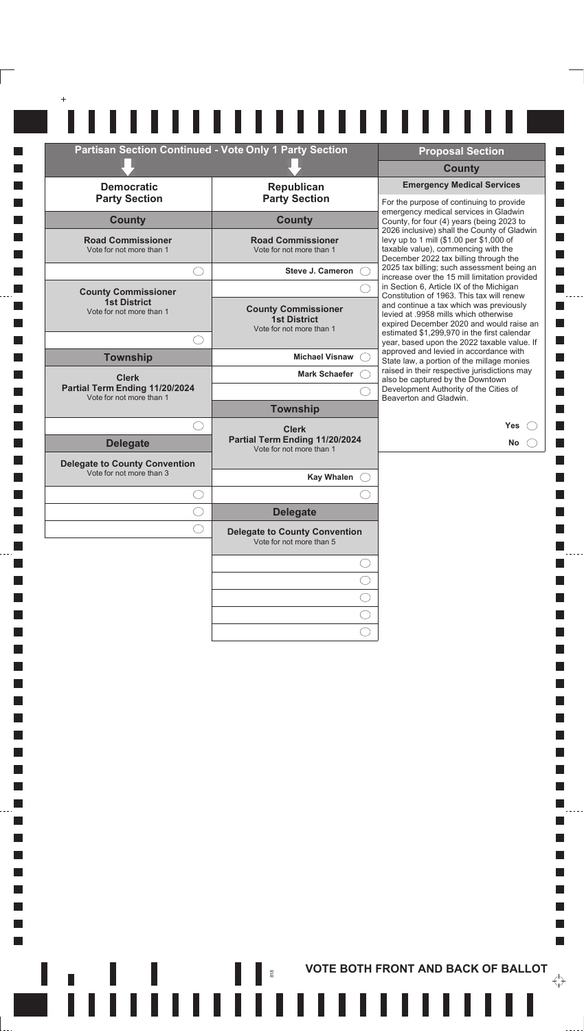## Partisan Section Continued - Vote Only 1 Party Section

### Democratic Party Section

#### County

**Road Commissioner**
Vote for not more than 1

- ◯ (write-in)

**County Commissioner 1st District**
Vote for not more than 1

- ◯ (write-in)

#### Township

**Clerk Partial Term Ending 11/20/2024**
Vote for not more than 1

- ◯ (write-in)

#### Delegate

**Delegate to County Convention**
Vote for not more than 3

- ◯ (write-in)
- ◯ (write-in)
- ◯ (write-in)

### Republican Party Section

#### County

**Road Commissioner**
Vote for not more than 1

- Steve J. Cameron ◯
- ◯ (write-in)

**County Commissioner 1st District**
Vote for not more than 1

- Michael Visnaw ◯
- Mark Schaefer ◯
- ◯ (write-in)

#### Township

**Clerk Partial Term Ending 11/20/2024**
Vote for not more than 1

- Kay Whalen ◯
- ◯ (write-in)

#### Delegate

**Delegate to County Convention**
Vote for not more than 5

- ◯ (write-in)
- ◯ (write-in)
- ◯ (write-in)
- ◯ (write-in)
- ◯ (write-in)

## Proposal Section

### County

**Emergency Medical Services**

For the purpose of continuing to provide emergency medical services in Gladwin County, for four (4) years (being 2023 to 2026 inclusive) shall the County of Gladwin levy up to 1 mill ($1.00 per $1,000 of taxable value), commencing with the December 2022 tax billing through the 2025 tax billing; such assessment being an increase over the 15 mill limitation provided in Section 6, Article IX of the Michigan Constitution of 1963. This tax will renew and continue a tax which was previously levied at .9958 mills which otherwise expired December 2020 and would raise an estimated $1,299,970 in the first calendar year, based upon the 2022 taxable value. If approved and levied in accordance with State law, a portion of the millage monies raised in their respective jurisdictions may also be captured by the Downtown Development Authority of the Cities of Beaverton and Gladwin.

- Yes ◯
- No ◯

**VOTE BOTH FRONT AND BACK OF BALLOT**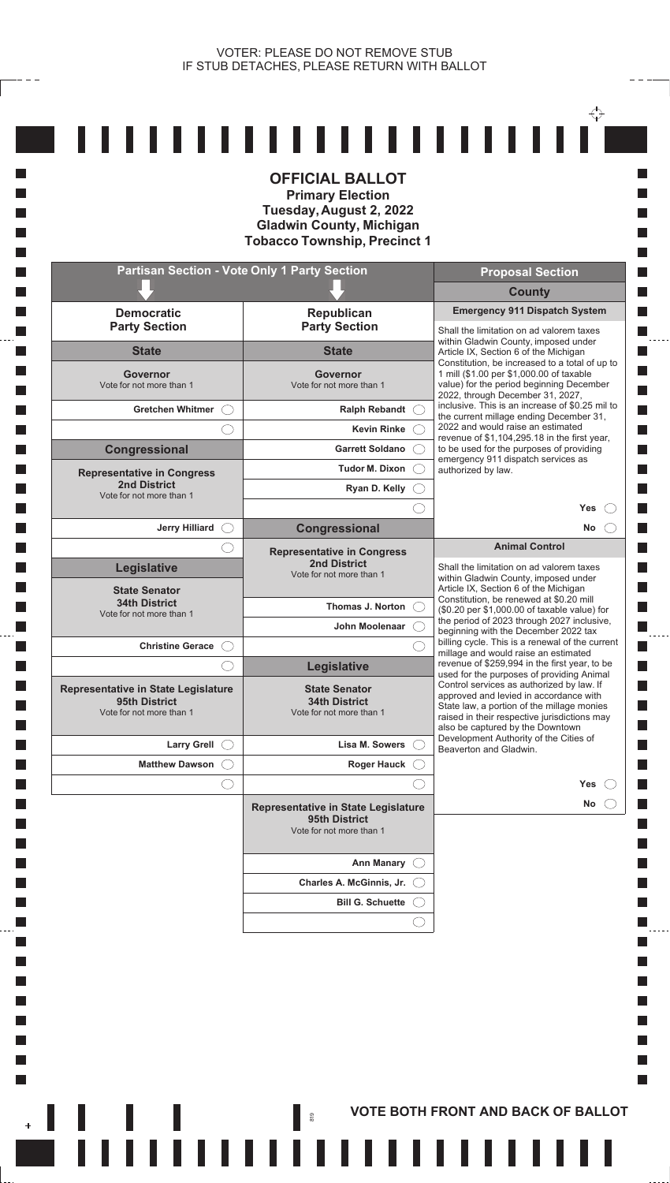VOTER: PLEASE DO NOT REMOVE STUB
IF STUB DETACHES, PLEASE RETURN WITH BALLOT

# OFFICIAL BALLOT

**Primary Election**
**Tuesday, August 2, 2022**
**Gladwin County, Michigan**
**Tobacco Township, Precinct 1**

## Partisan Section - Vote Only 1 Party Section

### Democratic Party Section

#### State

**Governor**
Vote for not more than 1

- Gretchen Whitmer ◯
- ◯

#### Congressional

**Representative in Congress**
**2nd District**
Vote for not more than 1

- Jerry Hilliard ◯
- ◯

#### Legislative

**State Senator**
**34th District**
Vote for not more than 1

- Christine Gerace ◯
- ◯

**Representative in State Legislature**
**95th District**
Vote for not more than 1

- Larry Grell ◯
- Matthew Dawson ◯
- ◯

### Republican Party Section

#### State

**Governor**
Vote for not more than 1

- Ralph Rebandt ◯
- Kevin Rinke ◯
- Garrett Soldano ◯
- Tudor M. Dixon ◯
- Ryan D. Kelly ◯
- ◯

#### Congressional

**Representative in Congress**
**2nd District**
Vote for not more than 1

- Thomas J. Norton ◯
- John Moolenaar ◯
- ◯

#### Legislative

**State Senator**
**34th District**
Vote for not more than 1

- Lisa M. Sowers ◯
- Roger Hauck ◯
- ◯

**Representative in State Legislature**
**95th District**
Vote for not more than 1

- Ann Manary ◯
- Charles A. McGinnis, Jr. ◯
- Bill G. Schuette ◯
- ◯

## Proposal Section

### County

**Emergency 911 Dispatch System**

Shall the limitation on ad valorem taxes within Gladwin County, imposed under Article IX, Section 6 of the Michigan Constitution, be increased to a total of up to 1 mill ($1.00 per $1,000.00 of taxable value) for the period beginning December 2022, through December 31, 2027, inclusive. This is an increase of $0.25 mil to the current millage ending December 31, 2022 and would raise an estimated revenue of $1,104,295.18 in the first year, to be used for the purposes of providing emergency 911 dispatch services as authorized by law.

- Yes ◯
- No ◯

**Animal Control**

Shall the limitation on ad valorem taxes within Gladwin County, imposed under Article IX, Section 6 of the Michigan Constitution, be renewed at $0.20 mill ($0.20 per $1,000.00 of taxable value) for the period of 2023 through 2027 inclusive, beginning with the December 2022 tax billing cycle. This is a renewal of the current millage and would raise an estimated revenue of $259,994 in the first year, to be used for the purposes of providing Animal Control services as authorized by law. If approved and levied in accordance with State law, a portion of the millage monies raised in their respective jurisdictions may also be captured by the Downtown Development Authority of the Cities of Beaverton and Gladwin.

- Yes ◯
- No ◯

**VOTE BOTH FRONT AND BACK OF BALLOT**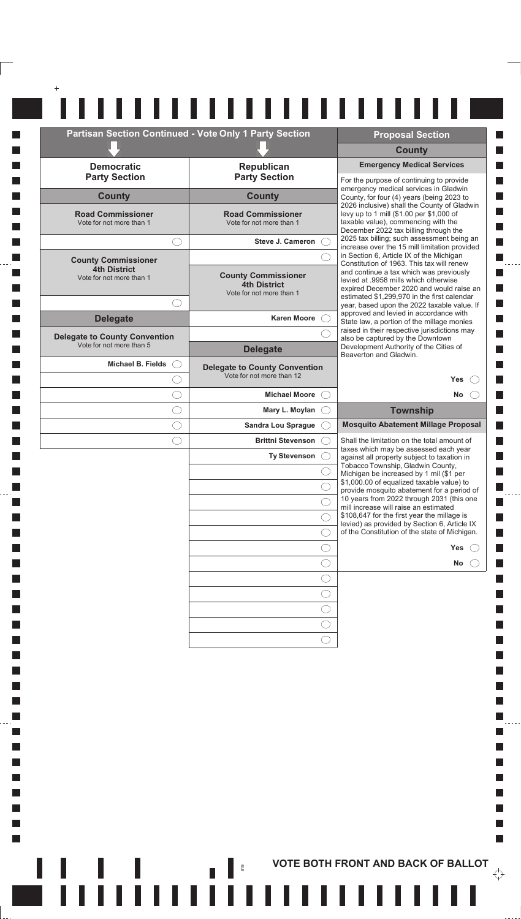## Partisan Section Continued - Vote Only 1 Party Section

### Democratic Party Section

#### County

**Road Commissioner**
Vote for not more than 1

◯

**County Commissioner 4th District**
Vote for not more than 1

◯

#### Delegate

**Delegate to County Convention**
Vote for not more than 5

Michael B. Fields ◯
◯
◯
◯
◯

### Republican Party Section

#### County

**Road Commissioner**
Vote for not more than 1

Steve J. Cameron ◯
◯

**County Commissioner 4th District**
Vote for not more than 1

Karen Moore ◯
◯

#### Delegate

**Delegate to County Convention**
Vote for not more than 12

Michael Moore ◯
Mary L. Moylan ◯
Sandra Lou Sprague ◯
Brittni Stevenson ◯
Ty Stevenson ◯
◯
◯
◯
◯
◯
◯
◯
◯
◯
◯
◯
◯

## Proposal Section

### County

**Emergency Medical Services**

For the purpose of continuing to provide emergency medical services in Gladwin County, for four (4) years (being 2023 to 2026 inclusive) shall the County of Gladwin levy up to 1 mill ($1.00 per $1,000 of taxable value), commencing with the December 2022 tax billing through the 2025 tax billing; such assessment being an increase over the 15 mill limitation provided in Section 6, Article IX of the Michigan Constitution of 1963. This tax will renew and continue a tax which was previously levied at .9958 mills which otherwise expired December 2020 and would raise an estimated $1,299,970 in the first calendar year, based upon the 2022 taxable value. If approved and levied in accordance with State law, a portion of the millage monies raised in their respective jurisdictions may also be captured by the Downtown Development Authority of the Cities of Beaverton and Gladwin.

Yes ◯
No ◯

### Township

**Mosquito Abatement Millage Proposal**

Shall the limitation on the total amount of taxes which may be assessed each year against all property subject to taxation in Tobacco Township, Gladwin County, Michigan be increased by 1 mil ($1 per $1,000.00 of equalized taxable value) to provide mosquito abatement for a period of 10 years from 2022 through 2031 (this one mill increase will raise an estimated $108,647 for the first year the millage is levied) as provided by Section 6, Article IX of the Constitution of the state of Michigan.

Yes ◯
No ◯

**VOTE BOTH FRONT AND BACK OF BALLOT**